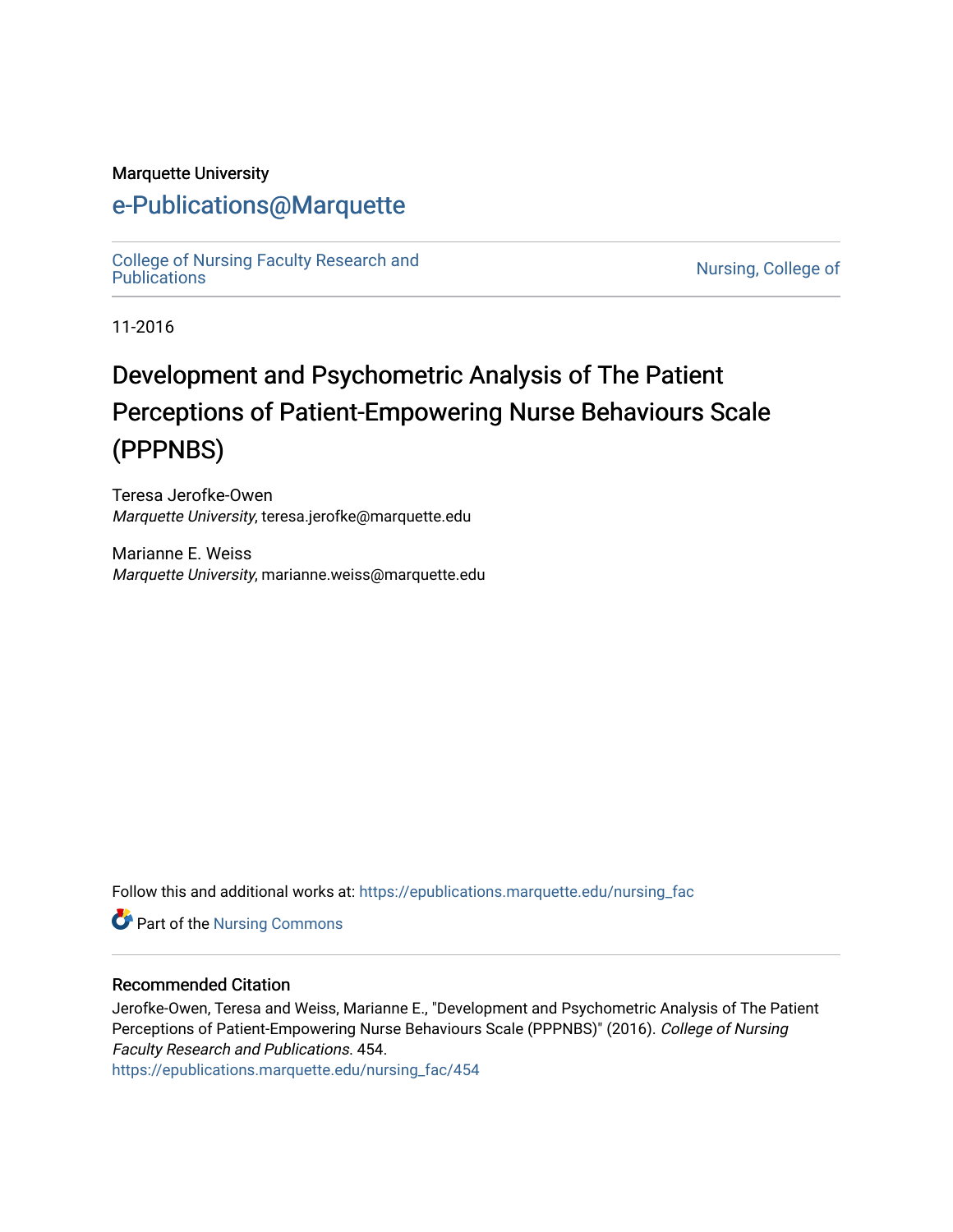Marquette University

# e-Publications@Marquette

College of Nursing Faculty Research and Publications

Nursing, College of

11-2016

# Development and Psychometric Analysis of The Patient Perceptions of Patient-Empowering Nurse Behaviours Scale (PPPNBS)

Teresa Jerofke-Owen
*Marquette University*, teresa.jerofke@marquette.edu

Marianne E. Weiss
*Marquette University*, marianne.weiss@marquette.edu

Follow this and additional works at: https://epublications.marquette.edu/nursing_fac

Part of the Nursing Commons

## Recommended Citation

Jerofke-Owen, Teresa and Weiss, Marianne E., "Development and Psychometric Analysis of The Patient Perceptions of Patient-Empowering Nurse Behaviours Scale (PPPNBS)" (2016). *College of Nursing Faculty Research and Publications*. 454.
https://epublications.marquette.edu/nursing_fac/454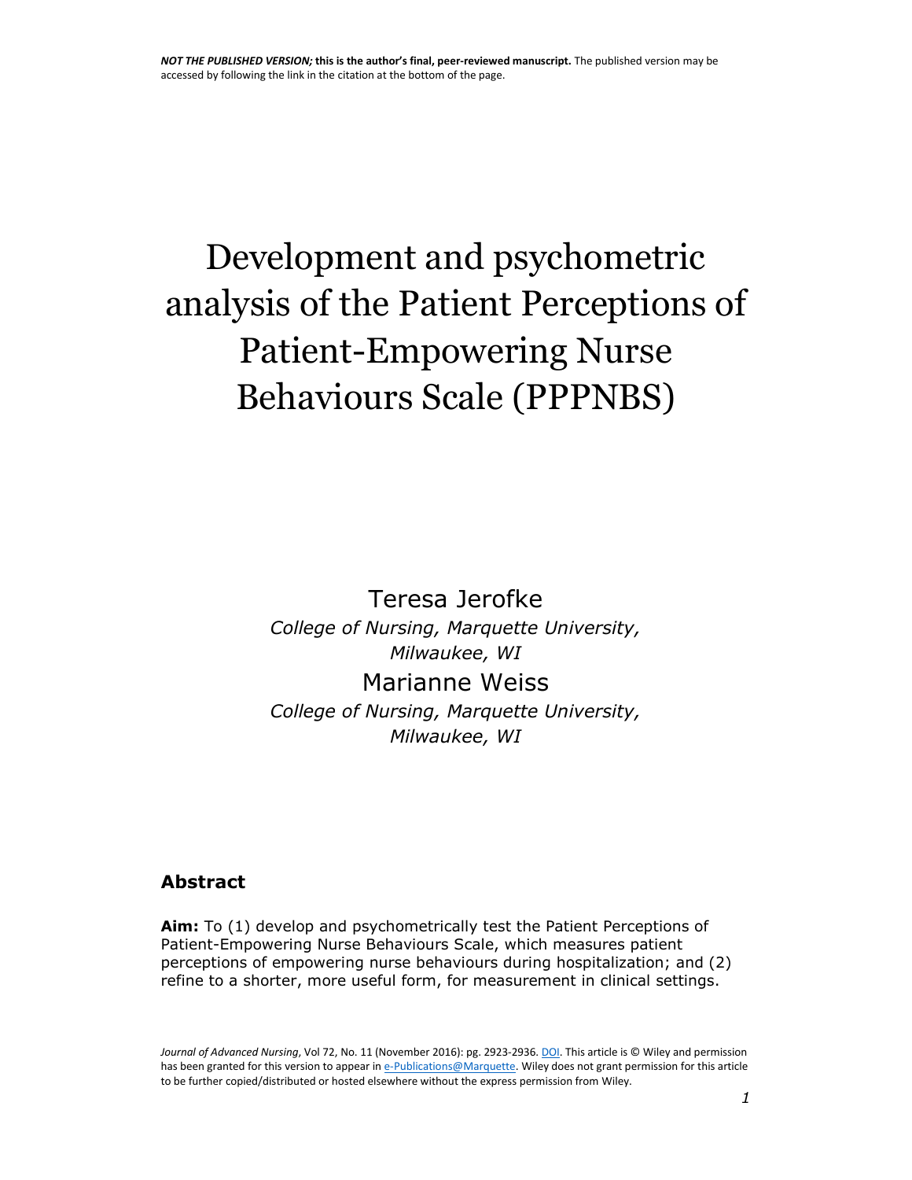*NOT THE PUBLISHED VERSION;* **this is the author's final, peer-reviewed manuscript.** The published version may be accessed by following the link in the citation at the bottom of the page.

# Development and psychometric analysis of the Patient Perceptions of Patient-Empowering Nurse Behaviours Scale (PPPNBS)

Teresa Jerofke
*College of Nursing, Marquette University, Milwaukee, WI*

Marianne Weiss
*College of Nursing, Marquette University, Milwaukee, WI*

## Abstract

**Aim:** To (1) develop and psychometrically test the Patient Perceptions of Patient-Empowering Nurse Behaviours Scale, which measures patient perceptions of empowering nurse behaviours during hospitalization; and (2) refine to a shorter, more useful form, for measurement in clinical settings.

*Journal of Advanced Nursing*, Vol 72, No. 11 (November 2016): pg. 2923-2936. DOI. This article is © Wiley and permission has been granted for this version to appear in e-Publications@Marquette. Wiley does not grant permission for this article to be further copied/distributed or hosted elsewhere without the express permission from Wiley.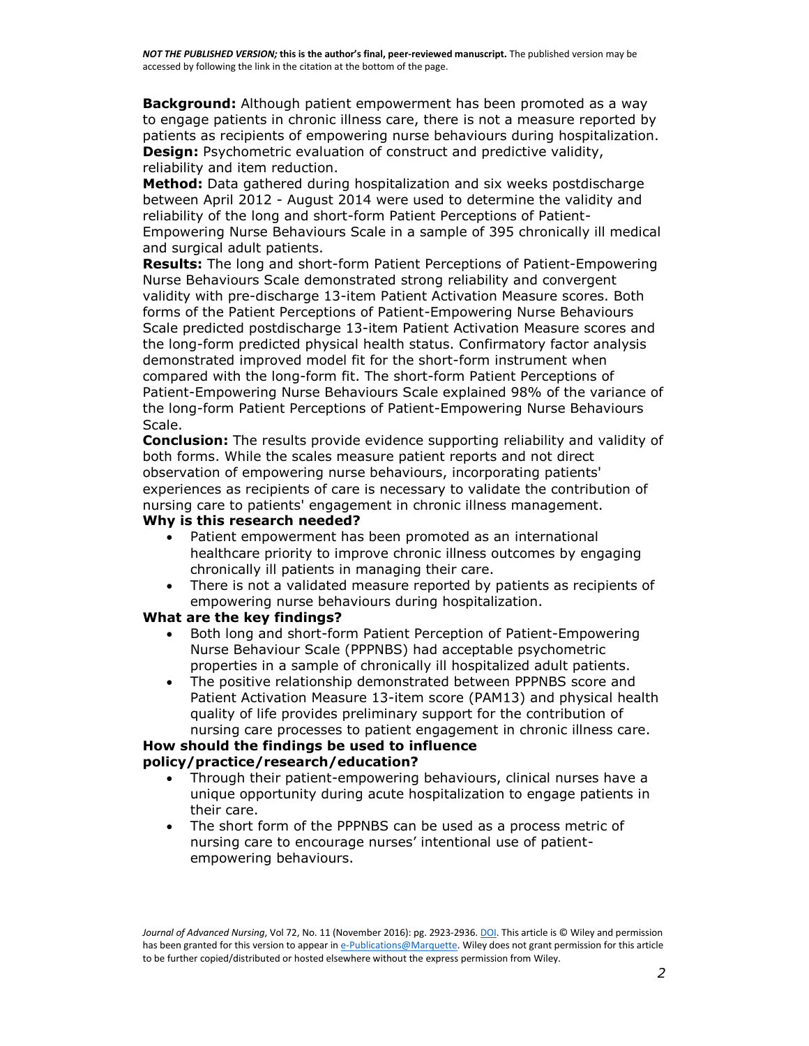**Background:** Although patient empowerment has been promoted as a way to engage patients in chronic illness care, there is not a measure reported by patients as recipients of empowering nurse behaviours during hospitalization.
**Design:** Psychometric evaluation of construct and predictive validity, reliability and item reduction.
**Method:** Data gathered during hospitalization and six weeks postdischarge between April 2012 - August 2014 were used to determine the validity and reliability of the long and short-form Patient Perceptions of Patient-Empowering Nurse Behaviours Scale in a sample of 395 chronically ill medical and surgical adult patients.
**Results:** The long and short-form Patient Perceptions of Patient-Empowering Nurse Behaviours Scale demonstrated strong reliability and convergent validity with pre-discharge 13-item Patient Activation Measure scores. Both forms of the Patient Perceptions of Patient-Empowering Nurse Behaviours Scale predicted postdischarge 13-item Patient Activation Measure scores and the long-form predicted physical health status. Confirmatory factor analysis demonstrated improved model fit for the short-form instrument when compared with the long-form fit. The short-form Patient Perceptions of Patient-Empowering Nurse Behaviours Scale explained 98% of the variance of the long-form Patient Perceptions of Patient-Empowering Nurse Behaviours Scale.
**Conclusion:** The results provide evidence supporting reliability and validity of both forms. While the scales measure patient reports and not direct observation of empowering nurse behaviours, incorporating patients' experiences as recipients of care is necessary to validate the contribution of nursing care to patients' engagement in chronic illness management.

**Why is this research needed?**

- Patient empowerment has been promoted as an international healthcare priority to improve chronic illness outcomes by engaging chronically ill patients in managing their care.
- There is not a validated measure reported by patients as recipients of empowering nurse behaviours during hospitalization.

**What are the key findings?**

- Both long and short-form Patient Perception of Patient-Empowering Nurse Behaviour Scale (PPPNBS) had acceptable psychometric properties in a sample of chronically ill hospitalized adult patients.
- The positive relationship demonstrated between PPPNBS score and Patient Activation Measure 13-item score (PAM13) and physical health quality of life provides preliminary support for the contribution of nursing care processes to patient engagement in chronic illness care.

**How should the findings be used to influence policy/practice/research/education?**

- Through their patient-empowering behaviours, clinical nurses have a unique opportunity during acute hospitalization to engage patients in their care.
- The short form of the PPPNBS can be used as a process metric of nursing care to encourage nurses' intentional use of patient-empowering behaviours.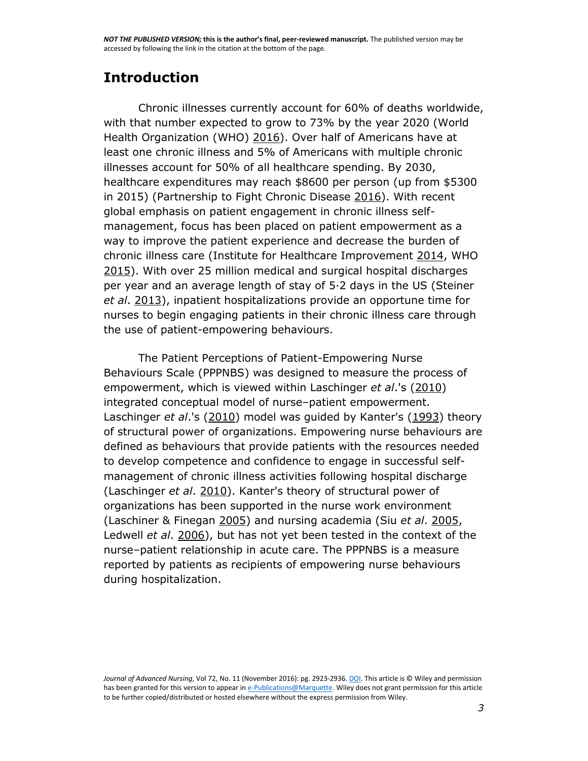## Introduction

Chronic illnesses currently account for 60% of deaths worldwide, with that number expected to grow to 73% by the year 2020 (World Health Organization (WHO) 2016). Over half of Americans have at least one chronic illness and 5% of Americans with multiple chronic illnesses account for 50% of all healthcare spending. By 2030, healthcare expenditures may reach $8600 per person (up from $5300 in 2015) (Partnership to Fight Chronic Disease 2016). With recent global emphasis on patient engagement in chronic illness self-management, focus has been placed on patient empowerment as a way to improve the patient experience and decrease the burden of chronic illness care (Institute for Healthcare Improvement 2014, WHO 2015). With over 25 million medical and surgical hospital discharges per year and an average length of stay of 5·2 days in the US (Steiner *et al*. 2013), inpatient hospitalizations provide an opportune time for nurses to begin engaging patients in their chronic illness care through the use of patient-empowering behaviours.

The Patient Perceptions of Patient-Empowering Nurse Behaviours Scale (PPPNBS) was designed to measure the process of empowerment, which is viewed within Laschinger *et al*.'s (2010) integrated conceptual model of nurse–patient empowerment. Laschinger *et al*.'s (2010) model was guided by Kanter's (1993) theory of structural power of organizations. Empowering nurse behaviours are defined as behaviours that provide patients with the resources needed to develop competence and confidence to engage in successful self-management of chronic illness activities following hospital discharge (Laschinger *et al*. 2010). Kanter's theory of structural power of organizations has been supported in the nurse work environment (Laschiner & Finegan 2005) and nursing academia (Siu *et al*. 2005, Ledwell *et al*. 2006), but has not yet been tested in the context of the nurse–patient relationship in acute care. The PPPNBS is a measure reported by patients as recipients of empowering nurse behaviours during hospitalization.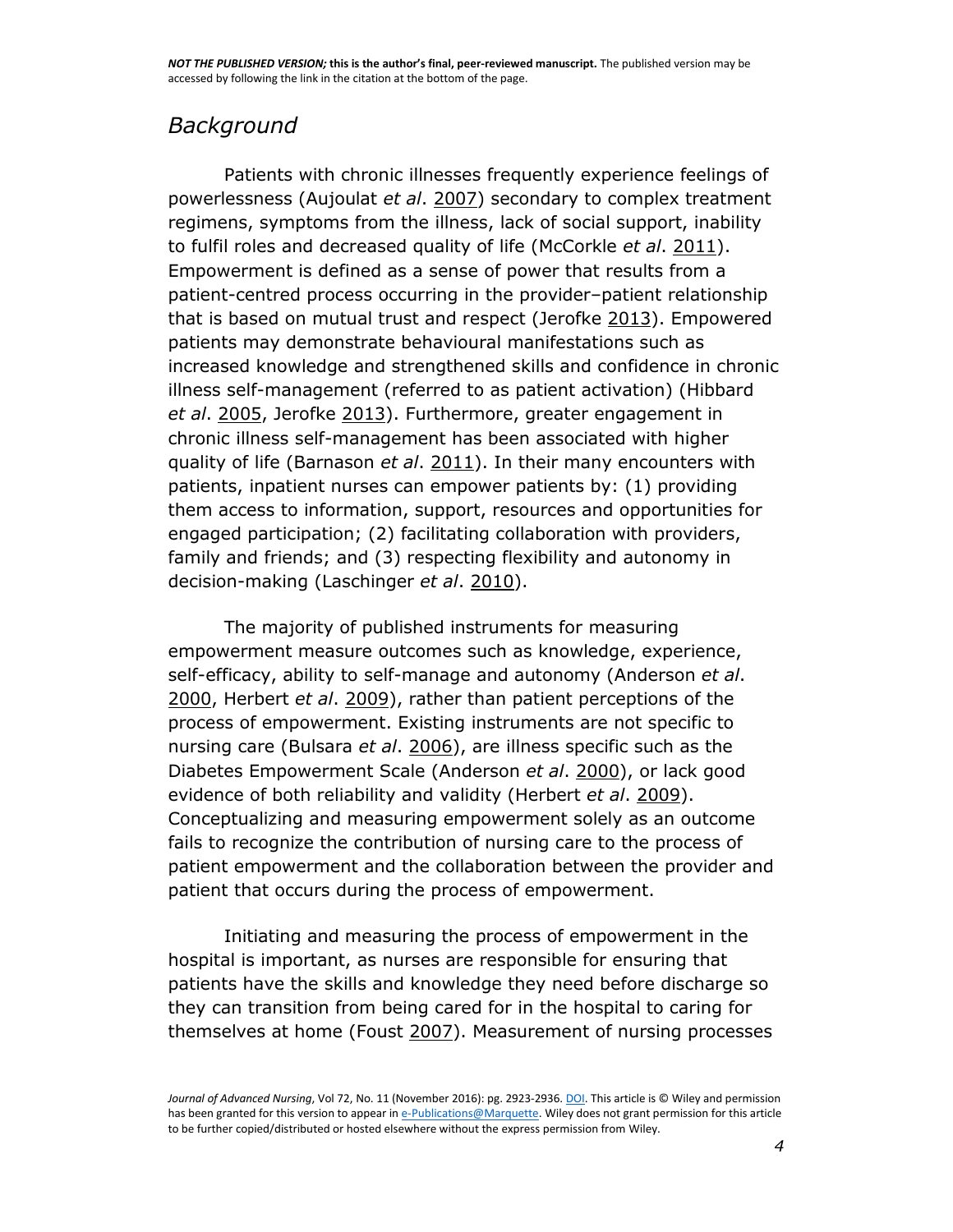## *Background*

Patients with chronic illnesses frequently experience feelings of powerlessness (Aujoulat *et al*. 2007) secondary to complex treatment regimens, symptoms from the illness, lack of social support, inability to fulfil roles and decreased quality of life (McCorkle *et al*. 2011). Empowerment is defined as a sense of power that results from a patient-centred process occurring in the provider–patient relationship that is based on mutual trust and respect (Jerofke 2013). Empowered patients may demonstrate behavioural manifestations such as increased knowledge and strengthened skills and confidence in chronic illness self-management (referred to as patient activation) (Hibbard *et al*. 2005, Jerofke 2013). Furthermore, greater engagement in chronic illness self-management has been associated with higher quality of life (Barnason *et al*. 2011). In their many encounters with patients, inpatient nurses can empower patients by: (1) providing them access to information, support, resources and opportunities for engaged participation; (2) facilitating collaboration with providers, family and friends; and (3) respecting flexibility and autonomy in decision-making (Laschinger *et al*. 2010).

The majority of published instruments for measuring empowerment measure outcomes such as knowledge, experience, self-efficacy, ability to self-manage and autonomy (Anderson *et al*. 2000, Herbert *et al*. 2009), rather than patient perceptions of the process of empowerment. Existing instruments are not specific to nursing care (Bulsara *et al*. 2006), are illness specific such as the Diabetes Empowerment Scale (Anderson *et al*. 2000), or lack good evidence of both reliability and validity (Herbert *et al*. 2009). Conceptualizing and measuring empowerment solely as an outcome fails to recognize the contribution of nursing care to the process of patient empowerment and the collaboration between the provider and patient that occurs during the process of empowerment.

Initiating and measuring the process of empowerment in the hospital is important, as nurses are responsible for ensuring that patients have the skills and knowledge they need before discharge so they can transition from being cared for in the hospital to caring for themselves at home (Foust 2007). Measurement of nursing processes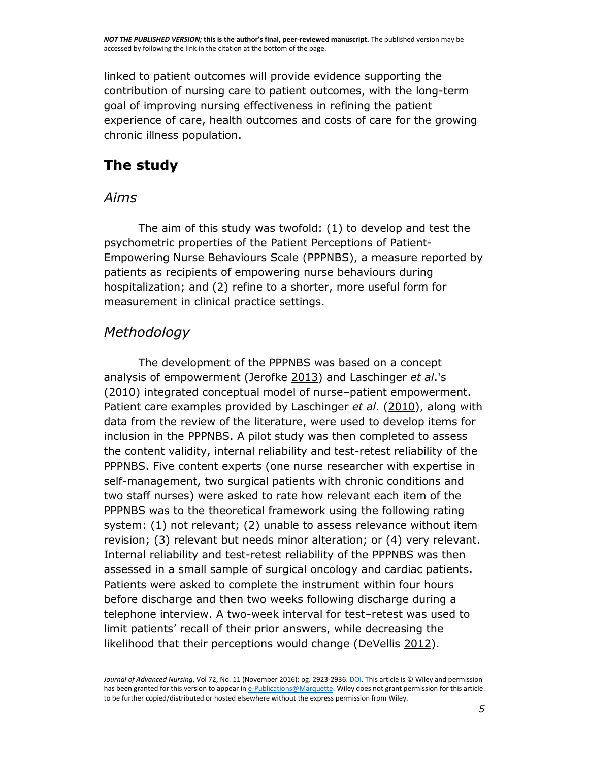linked to patient outcomes will provide evidence supporting the contribution of nursing care to patient outcomes, with the long-term goal of improving nursing effectiveness in refining the patient experience of care, health outcomes and costs of care for the growing chronic illness population.

## The study

### *Aims*

The aim of this study was twofold: (1) to develop and test the psychometric properties of the Patient Perceptions of Patient-Empowering Nurse Behaviours Scale (PPPNBS), a measure reported by patients as recipients of empowering nurse behaviours during hospitalization; and (2) refine to a shorter, more useful form for measurement in clinical practice settings.

### *Methodology*

The development of the PPPNBS was based on a concept analysis of empowerment (Jerofke 2013) and Laschinger *et al*.'s (2010) integrated conceptual model of nurse–patient empowerment. Patient care examples provided by Laschinger *et al*. (2010), along with data from the review of the literature, were used to develop items for inclusion in the PPPNBS. A pilot study was then completed to assess the content validity, internal reliability and test-retest reliability of the PPPNBS. Five content experts (one nurse researcher with expertise in self-management, two surgical patients with chronic conditions and two staff nurses) were asked to rate how relevant each item of the PPPNBS was to the theoretical framework using the following rating system: (1) not relevant; (2) unable to assess relevance without item revision; (3) relevant but needs minor alteration; or (4) very relevant. Internal reliability and test-retest reliability of the PPPNBS was then assessed in a small sample of surgical oncology and cardiac patients. Patients were asked to complete the instrument within four hours before discharge and then two weeks following discharge during a telephone interview. A two-week interval for test–retest was used to limit patients' recall of their prior answers, while decreasing the likelihood that their perceptions would change (DeVellis 2012).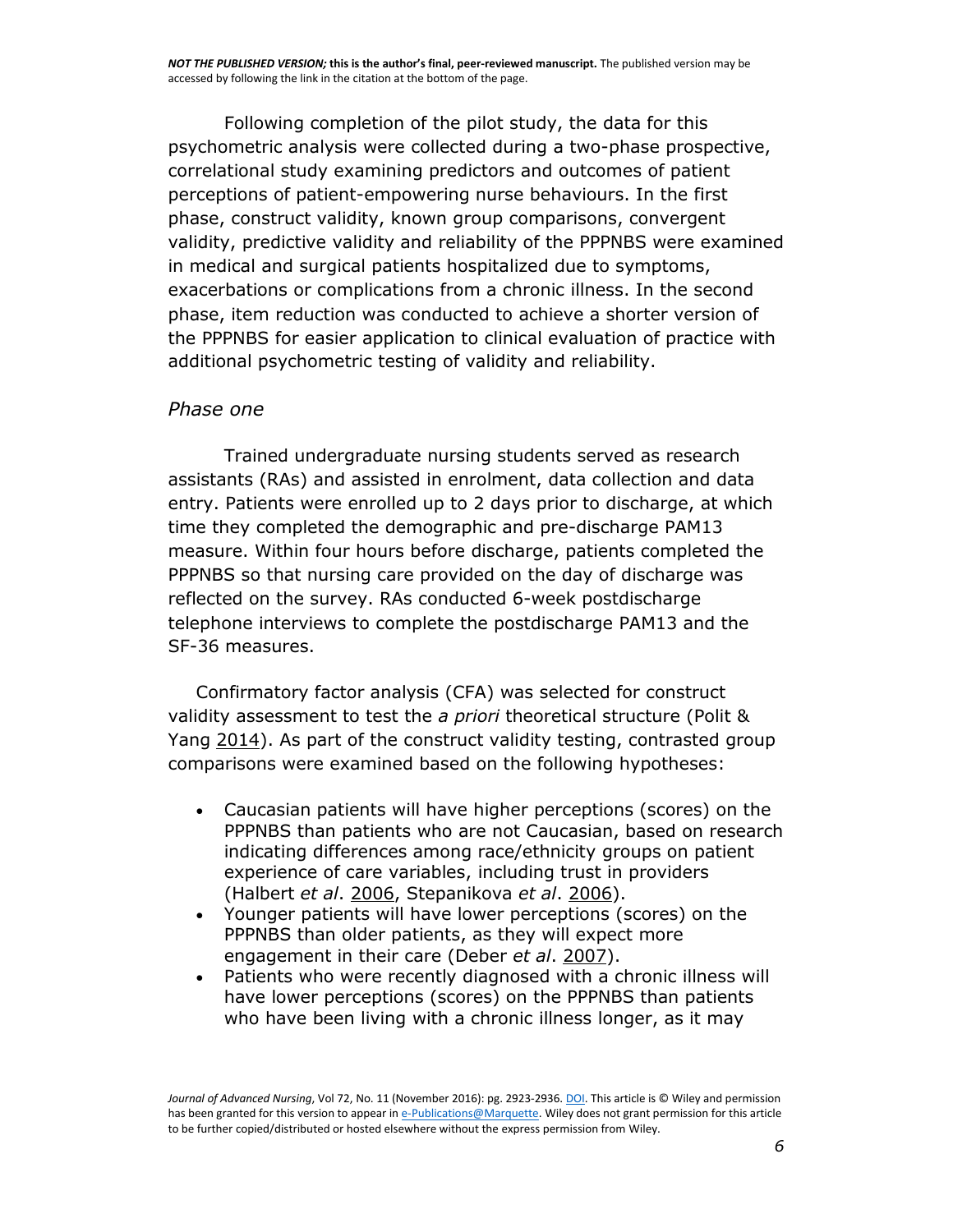Following completion of the pilot study, the data for this psychometric analysis were collected during a two-phase prospective, correlational study examining predictors and outcomes of patient perceptions of patient-empowering nurse behaviours. In the first phase, construct validity, known group comparisons, convergent validity, predictive validity and reliability of the PPPNBS were examined in medical and surgical patients hospitalized due to symptoms, exacerbations or complications from a chronic illness. In the second phase, item reduction was conducted to achieve a shorter version of the PPPNBS for easier application to clinical evaluation of practice with additional psychometric testing of validity and reliability.

### *Phase one*

Trained undergraduate nursing students served as research assistants (RAs) and assisted in enrolment, data collection and data entry. Patients were enrolled up to 2 days prior to discharge, at which time they completed the demographic and pre-discharge PAM13 measure. Within four hours before discharge, patients completed the PPPNBS so that nursing care provided on the day of discharge was reflected on the survey. RAs conducted 6-week postdischarge telephone interviews to complete the postdischarge PAM13 and the SF-36 measures.

Confirmatory factor analysis (CFA) was selected for construct validity assessment to test the *a priori* theoretical structure (Polit & Yang 2014). As part of the construct validity testing, contrasted group comparisons were examined based on the following hypotheses:

- Caucasian patients will have higher perceptions (scores) on the PPPNBS than patients who are not Caucasian, based on research indicating differences among race/ethnicity groups on patient experience of care variables, including trust in providers (Halbert *et al*. 2006, Stepanikova *et al*. 2006).
- Younger patients will have lower perceptions (scores) on the PPPNBS than older patients, as they will expect more engagement in their care (Deber *et al*. 2007).
- Patients who were recently diagnosed with a chronic illness will have lower perceptions (scores) on the PPPNBS than patients who have been living with a chronic illness longer, as it may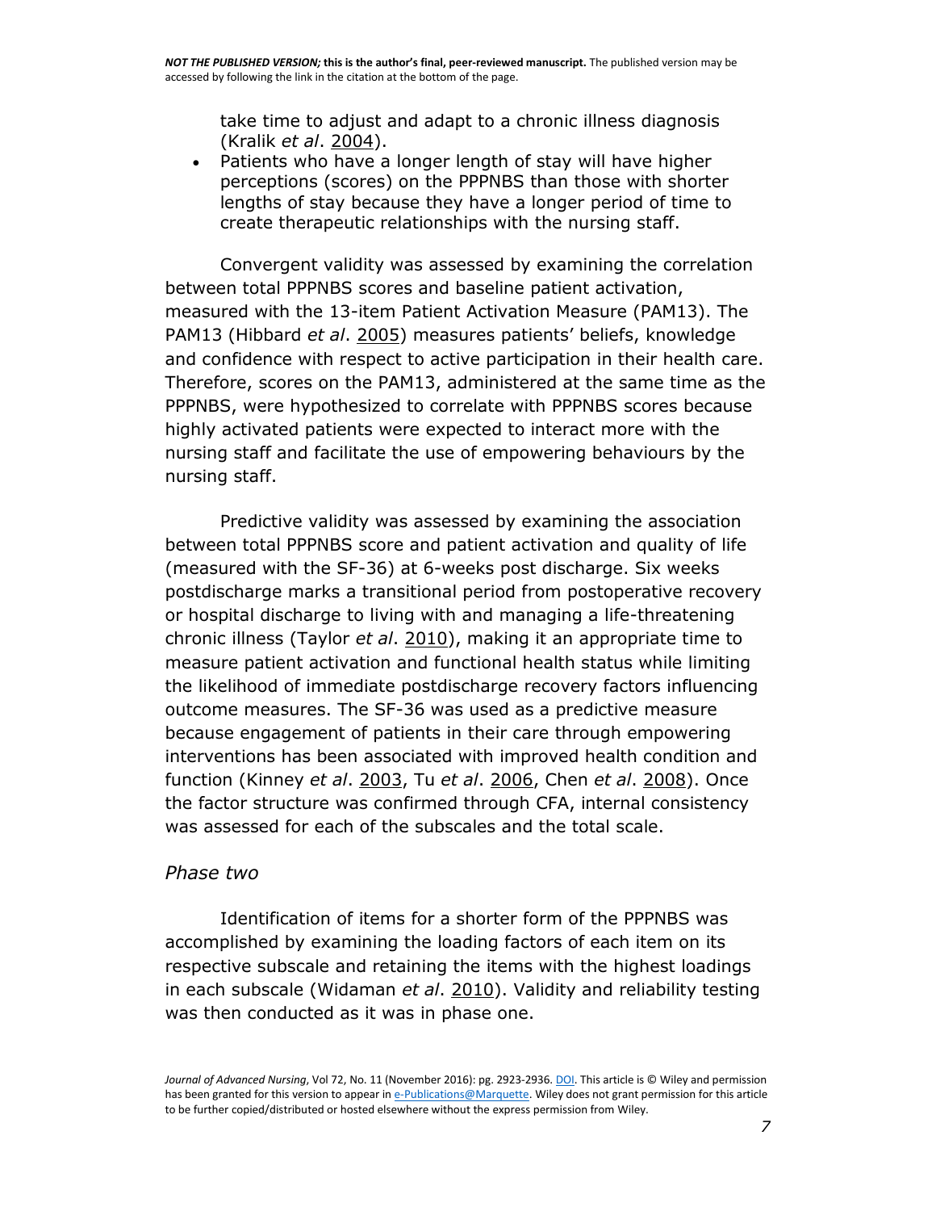take time to adjust and adapt to a chronic illness diagnosis (Kralik *et al*. 2004).

- Patients who have a longer length of stay will have higher perceptions (scores) on the PPPNBS than those with shorter lengths of stay because they have a longer period of time to create therapeutic relationships with the nursing staff.

Convergent validity was assessed by examining the correlation between total PPPNBS scores and baseline patient activation, measured with the 13-item Patient Activation Measure (PAM13). The PAM13 (Hibbard *et al*. 2005) measures patients' beliefs, knowledge and confidence with respect to active participation in their health care. Therefore, scores on the PAM13, administered at the same time as the PPPNBS, were hypothesized to correlate with PPPNBS scores because highly activated patients were expected to interact more with the nursing staff and facilitate the use of empowering behaviours by the nursing staff.

Predictive validity was assessed by examining the association between total PPPNBS score and patient activation and quality of life (measured with the SF-36) at 6-weeks post discharge. Six weeks postdischarge marks a transitional period from postoperative recovery or hospital discharge to living with and managing a life-threatening chronic illness (Taylor *et al*. 2010), making it an appropriate time to measure patient activation and functional health status while limiting the likelihood of immediate postdischarge recovery factors influencing outcome measures. The SF-36 was used as a predictive measure because engagement of patients in their care through empowering interventions has been associated with improved health condition and function (Kinney *et al*. 2003, Tu *et al*. 2006, Chen *et al*. 2008). Once the factor structure was confirmed through CFA, internal consistency was assessed for each of the subscales and the total scale.

### *Phase two*

Identification of items for a shorter form of the PPPNBS was accomplished by examining the loading factors of each item on its respective subscale and retaining the items with the highest loadings in each subscale (Widaman *et al*. 2010). Validity and reliability testing was then conducted as it was in phase one.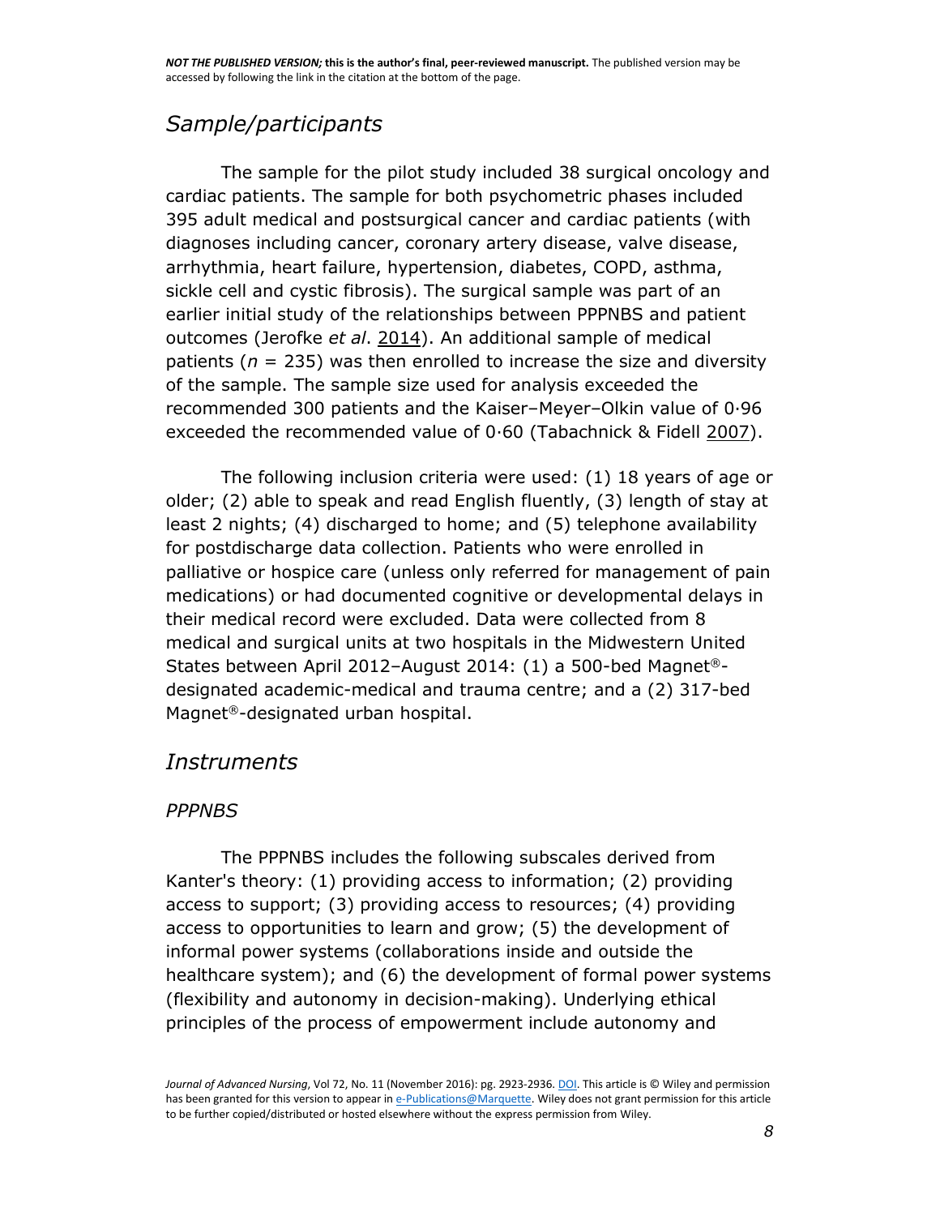## *Sample/participants*

The sample for the pilot study included 38 surgical oncology and cardiac patients. The sample for both psychometric phases included 395 adult medical and postsurgical cancer and cardiac patients (with diagnoses including cancer, coronary artery disease, valve disease, arrhythmia, heart failure, hypertension, diabetes, COPD, asthma, sickle cell and cystic fibrosis). The surgical sample was part of an earlier initial study of the relationships between PPPNBS and patient outcomes (Jerofke *et al*. 2014). An additional sample of medical patients ($n$ = 235) was then enrolled to increase the size and diversity of the sample. The sample size used for analysis exceeded the recommended 300 patients and the Kaiser–Meyer–Olkin value of 0·96 exceeded the recommended value of 0·60 (Tabachnick & Fidell 2007).

The following inclusion criteria were used: (1) 18 years of age or older; (2) able to speak and read English fluently, (3) length of stay at least 2 nights; (4) discharged to home; and (5) telephone availability for postdischarge data collection. Patients who were enrolled in palliative or hospice care (unless only referred for management of pain medications) or had documented cognitive or developmental delays in their medical record were excluded. Data were collected from 8 medical and surgical units at two hospitals in the Midwestern United States between April 2012–August 2014: (1) a 500-bed Magnet®-designated academic-medical and trauma centre; and a (2) 317-bed Magnet®-designated urban hospital.

## *Instruments*

### *PPPNBS*

The PPPNBS includes the following subscales derived from Kanter's theory: (1) providing access to information; (2) providing access to support; (3) providing access to resources; (4) providing access to opportunities to learn and grow; (5) the development of informal power systems (collaborations inside and outside the healthcare system); and (6) the development of formal power systems (flexibility and autonomy in decision-making). Underlying ethical principles of the process of empowerment include autonomy and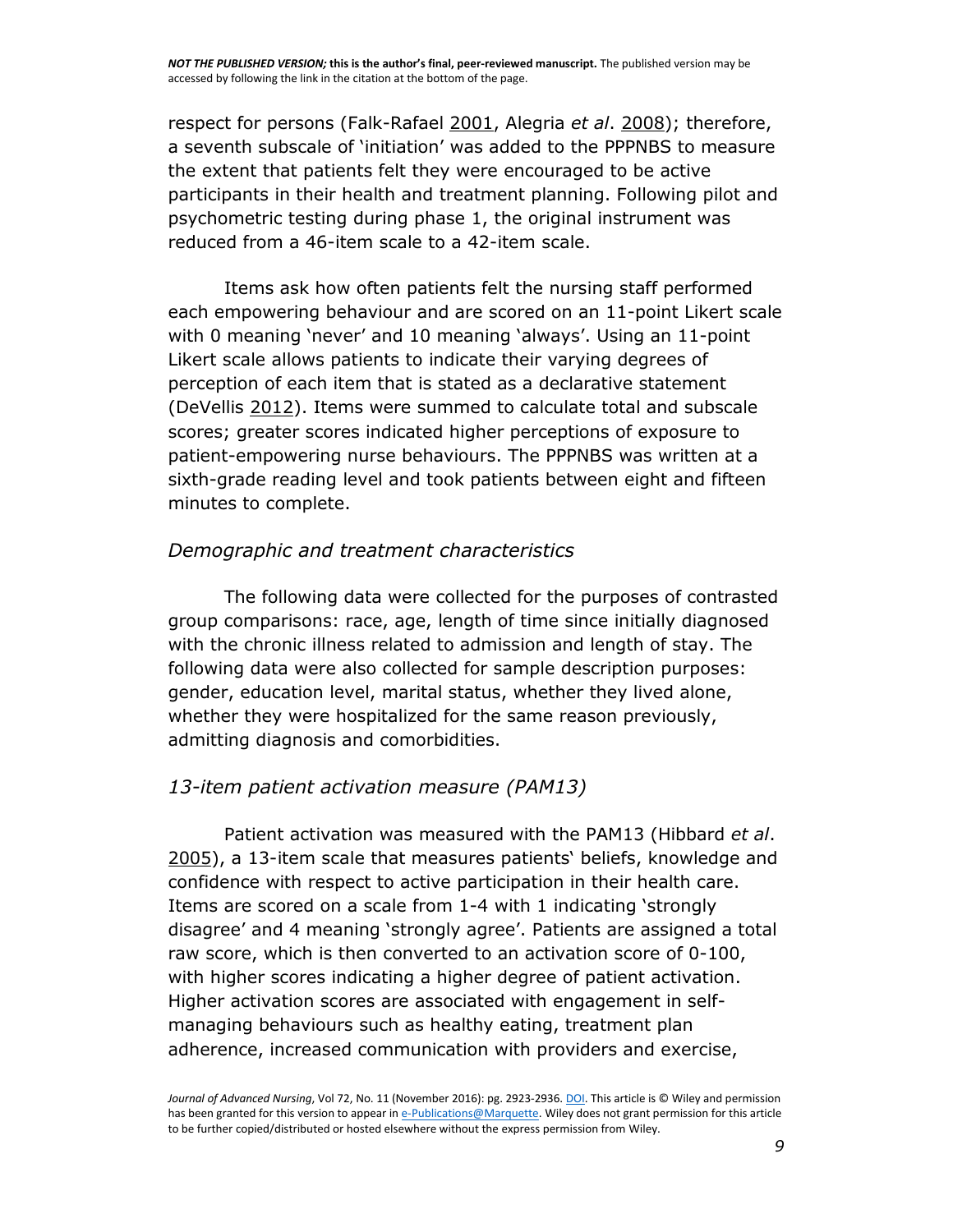respect for persons (Falk-Rafael 2001, Alegria *et al*. 2008); therefore, a seventh subscale of 'initiation' was added to the PPPNBS to measure the extent that patients felt they were encouraged to be active participants in their health and treatment planning. Following pilot and psychometric testing during phase 1, the original instrument was reduced from a 46-item scale to a 42-item scale.

Items ask how often patients felt the nursing staff performed each empowering behaviour and are scored on an 11-point Likert scale with 0 meaning 'never' and 10 meaning 'always'. Using an 11-point Likert scale allows patients to indicate their varying degrees of perception of each item that is stated as a declarative statement (DeVellis 2012). Items were summed to calculate total and subscale scores; greater scores indicated higher perceptions of exposure to patient-empowering nurse behaviours. The PPPNBS was written at a sixth-grade reading level and took patients between eight and fifteen minutes to complete.

### *Demographic and treatment characteristics*

The following data were collected for the purposes of contrasted group comparisons: race, age, length of time since initially diagnosed with the chronic illness related to admission and length of stay. The following data were also collected for sample description purposes: gender, education level, marital status, whether they lived alone, whether they were hospitalized for the same reason previously, admitting diagnosis and comorbidities.

### *13-item patient activation measure (PAM13)*

Patient activation was measured with the PAM13 (Hibbard *et al*. 2005), a 13-item scale that measures patients' beliefs, knowledge and confidence with respect to active participation in their health care. Items are scored on a scale from 1-4 with 1 indicating 'strongly disagree' and 4 meaning 'strongly agree'. Patients are assigned a total raw score, which is then converted to an activation score of 0-100, with higher scores indicating a higher degree of patient activation. Higher activation scores are associated with engagement in self-managing behaviours such as healthy eating, treatment plan adherence, increased communication with providers and exercise,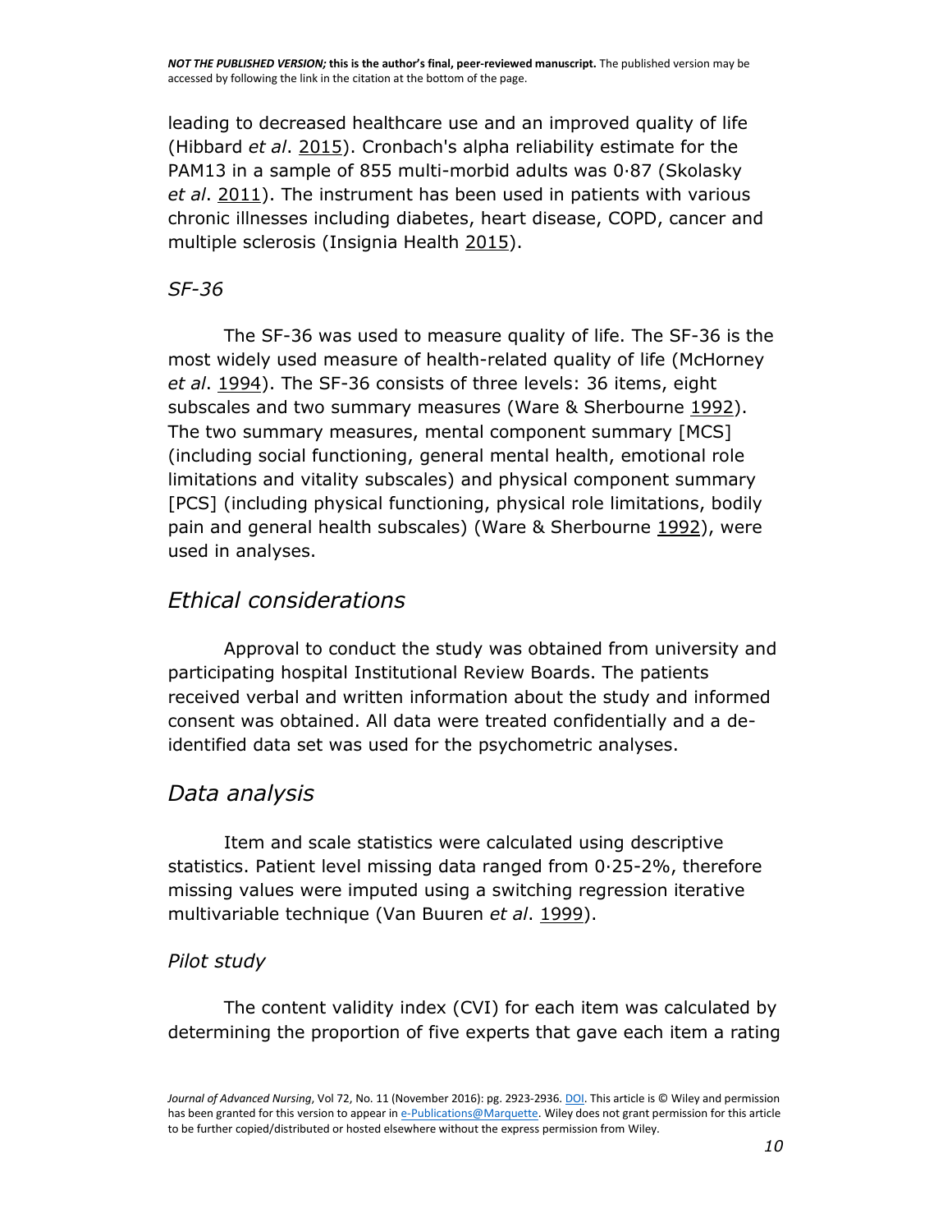leading to decreased healthcare use and an improved quality of life (Hibbard *et al*. 2015). Cronbach's alpha reliability estimate for the PAM13 in a sample of 855 multi-morbid adults was 0·87 (Skolasky *et al*. 2011). The instrument has been used in patients with various chronic illnesses including diabetes, heart disease, COPD, cancer and multiple sclerosis (Insignia Health 2015).

### *SF-36*

The SF-36 was used to measure quality of life. The SF-36 is the most widely used measure of health-related quality of life (McHorney *et al*. 1994). The SF-36 consists of three levels: 36 items, eight subscales and two summary measures (Ware & Sherbourne 1992). The two summary measures, mental component summary [MCS] (including social functioning, general mental health, emotional role limitations and vitality subscales) and physical component summary [PCS] (including physical functioning, physical role limitations, bodily pain and general health subscales) (Ware & Sherbourne 1992), were used in analyses.

## *Ethical considerations*

Approval to conduct the study was obtained from university and participating hospital Institutional Review Boards. The patients received verbal and written information about the study and informed consent was obtained. All data were treated confidentially and a de-identified data set was used for the psychometric analyses.

## *Data analysis*

Item and scale statistics were calculated using descriptive statistics. Patient level missing data ranged from 0·25-2%, therefore missing values were imputed using a switching regression iterative multivariable technique (Van Buuren *et al*. 1999).

### *Pilot study*

The content validity index (CVI) for each item was calculated by determining the proportion of five experts that gave each item a rating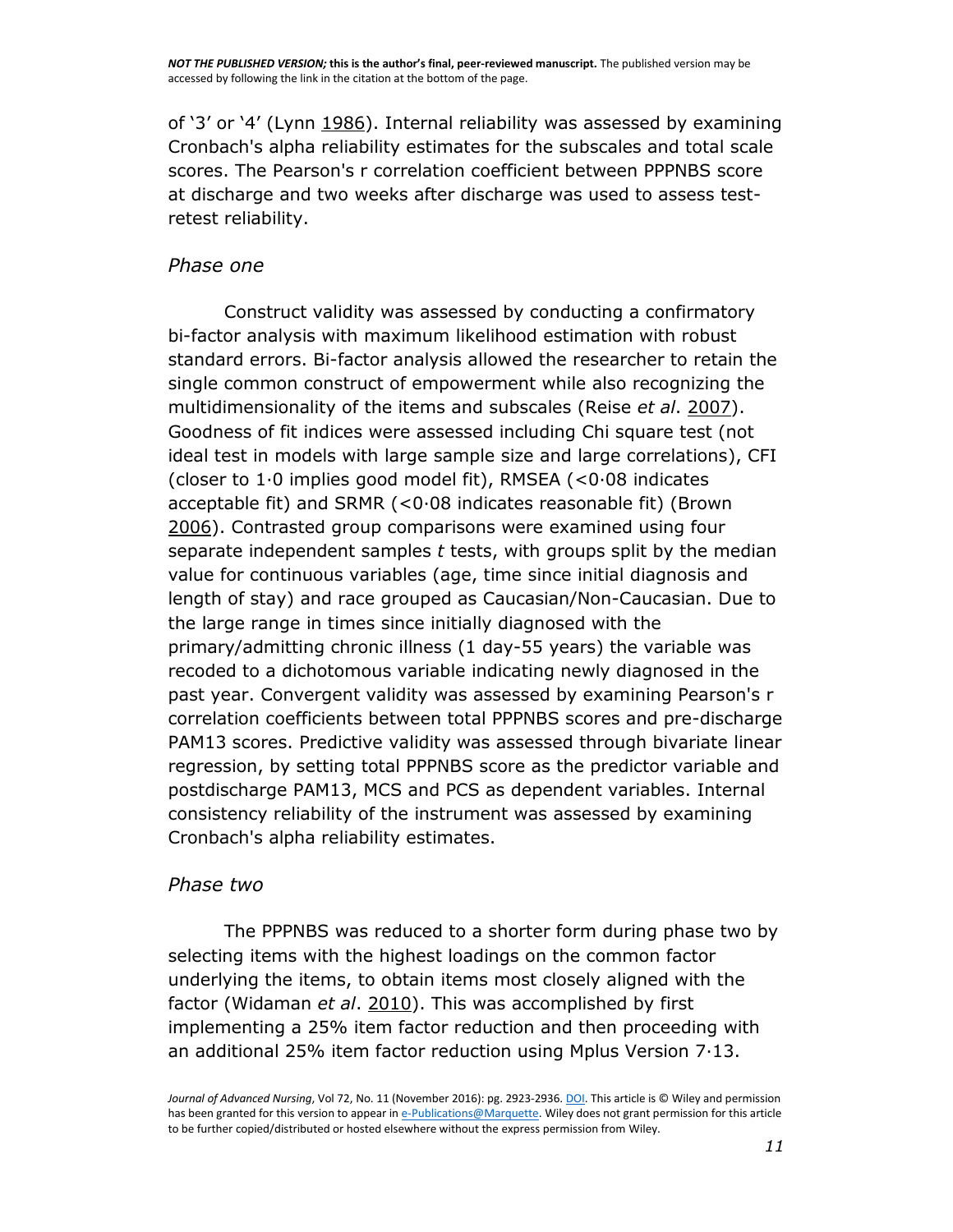of '3' or '4' (Lynn 1986). Internal reliability was assessed by examining Cronbach's alpha reliability estimates for the subscales and total scale scores. The Pearson's r correlation coefficient between PPPNBS score at discharge and two weeks after discharge was used to assess test-retest reliability.

### *Phase one*

Construct validity was assessed by conducting a confirmatory bi-factor analysis with maximum likelihood estimation with robust standard errors. Bi-factor analysis allowed the researcher to retain the single common construct of empowerment while also recognizing the multidimensionality of the items and subscales (Reise *et al*. 2007). Goodness of fit indices were assessed including Chi square test (not ideal test in models with large sample size and large correlations), CFI (closer to 1·0 implies good model fit), RMSEA (<0·08 indicates acceptable fit) and SRMR (<0·08 indicates reasonable fit) (Brown 2006). Contrasted group comparisons were examined using four separate independent samples *t* tests, with groups split by the median value for continuous variables (age, time since initial diagnosis and length of stay) and race grouped as Caucasian/Non-Caucasian. Due to the large range in times since initially diagnosed with the primary/admitting chronic illness (1 day-55 years) the variable was recoded to a dichotomous variable indicating newly diagnosed in the past year. Convergent validity was assessed by examining Pearson's r correlation coefficients between total PPPNBS scores and pre-discharge PAM13 scores. Predictive validity was assessed through bivariate linear regression, by setting total PPPNBS score as the predictor variable and postdischarge PAM13, MCS and PCS as dependent variables. Internal consistency reliability of the instrument was assessed by examining Cronbach's alpha reliability estimates.

### *Phase two*

The PPPNBS was reduced to a shorter form during phase two by selecting items with the highest loadings on the common factor underlying the items, to obtain items most closely aligned with the factor (Widaman *et al*. 2010). This was accomplished by first implementing a 25% item factor reduction and then proceeding with an additional 25% item factor reduction using Mplus Version 7·13.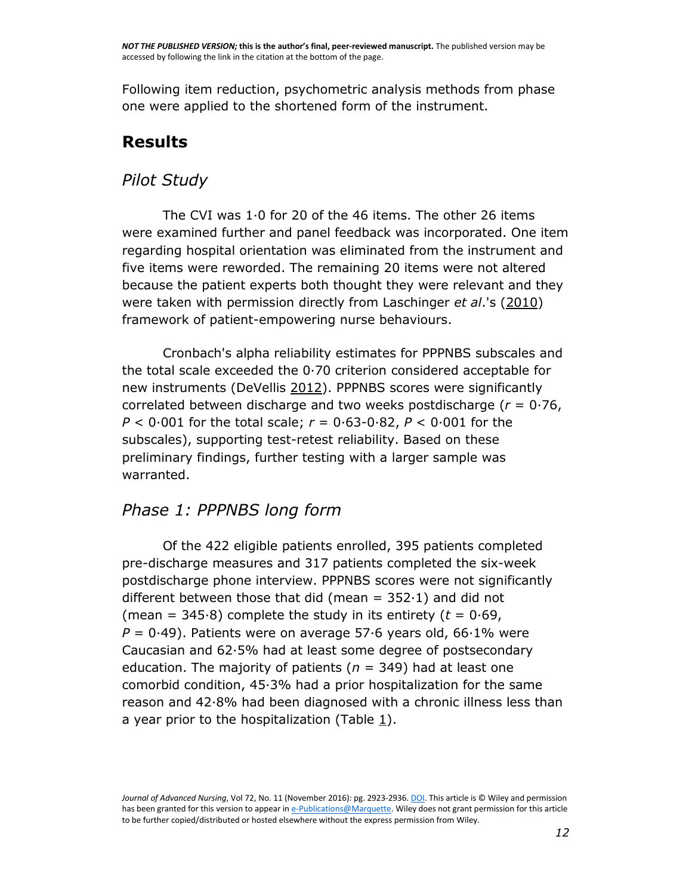Following item reduction, psychometric analysis methods from phase one were applied to the shortened form of the instrument.

## Results

### Pilot Study

The CVI was 1·0 for 20 of the 46 items. The other 26 items were examined further and panel feedback was incorporated. One item regarding hospital orientation was eliminated from the instrument and five items were reworded. The remaining 20 items were not altered because the patient experts both thought they were relevant and they were taken with permission directly from Laschinger *et al*.'s (2010) framework of patient-empowering nurse behaviours.

Cronbach's alpha reliability estimates for PPPNBS subscales and the total scale exceeded the 0·70 criterion considered acceptable for new instruments (DeVellis 2012). PPPNBS scores were significantly correlated between discharge and two weeks postdischarge ($r$ = 0·76, $P$ < 0·001 for the total scale; $r$ = 0·63-0·82, $P$ < 0·001 for the subscales), supporting test-retest reliability. Based on these preliminary findings, further testing with a larger sample was warranted.

### Phase 1: PPPNBS long form

Of the 422 eligible patients enrolled, 395 patients completed pre-discharge measures and 317 patients completed the six-week postdischarge phone interview. PPPNBS scores were not significantly different between those that did (mean = 352·1) and did not (mean = 345·8) complete the study in its entirety ($t$ = 0·69, $P$ = 0·49). Patients were on average 57·6 years old, 66·1% were Caucasian and 62·5% had at least some degree of postsecondary education. The majority of patients ($n$ = 349) had at least one comorbid condition, 45·3% had a prior hospitalization for the same reason and 42·8% had been diagnosed with a chronic illness less than a year prior to the hospitalization (Table 1).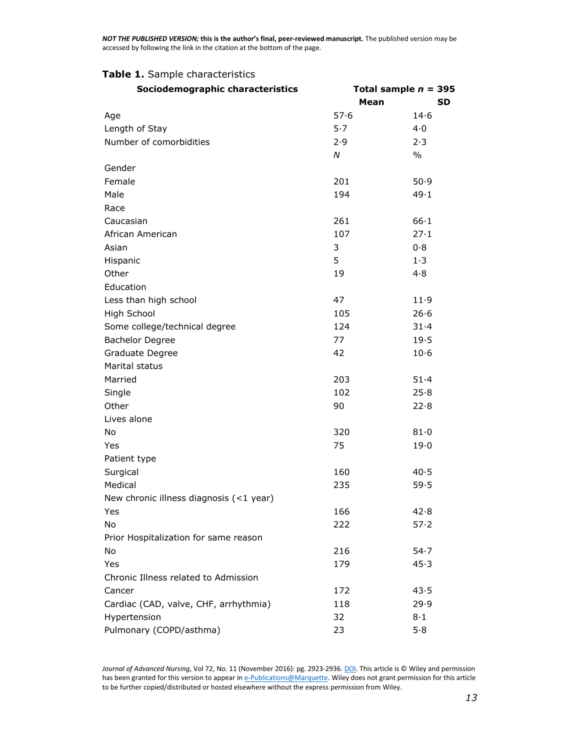**Table 1.** Sample characteristics

| Sociodemographic characteristics | Total sample *n* = 395 | |
|---|---|---|
| | **Mean** | **SD** |
| Age | 57·6 | 14·6 |
| Length of Stay | 5·7 | 4·0 |
| Number of comorbidities | 2·9 | 2·3 |
| | *N* | % |
| Gender | | |
| Female | 201 | 50·9 |
| Male | 194 | 49·1 |
| Race | | |
| Caucasian | 261 | 66·1 |
| African American | 107 | 27·1 |
| Asian | 3 | 0·8 |
| Hispanic | 5 | 1·3 |
| Other | 19 | 4·8 |
| Education | | |
| Less than high school | 47 | 11·9 |
| High School | 105 | 26·6 |
| Some college/technical degree | 124 | 31·4 |
| Bachelor Degree | 77 | 19·5 |
| Graduate Degree | 42 | 10·6 |
| Marital status | | |
| Married | 203 | 51·4 |
| Single | 102 | 25·8 |
| Other | 90 | 22·8 |
| Lives alone | | |
| No | 320 | 81·0 |
| Yes | 75 | 19·0 |
| Patient type | | |
| Surgical | 160 | 40·5 |
| Medical | 235 | 59·5 |
| New chronic illness diagnosis (<1 year) | | |
| Yes | 166 | 42·8 |
| No | 222 | 57·2 |
| Prior Hospitalization for same reason | | |
| No | 216 | 54·7 |
| Yes | 179 | 45·3 |
| Chronic Illness related to Admission | | |
| Cancer | 172 | 43·5 |
| Cardiac (CAD, valve, CHF, arrhythmia) | 118 | 29·9 |
| Hypertension | 32 | 8·1 |
| Pulmonary (COPD/asthma) | 23 | 5·8 |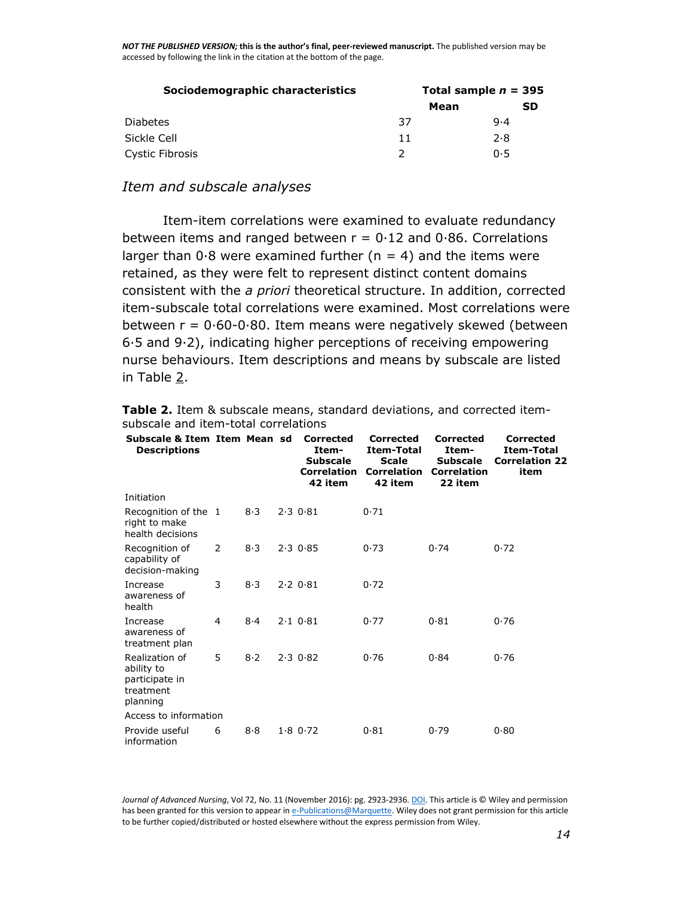| Sociodemographic characteristics | Total sample $n$ = 395 | |
|---|---|---|
| | **Mean** | **SD** |
| Diabetes | 37 | 9·4 |
| Sickle Cell | 11 | 2·8 |
| Cystic Fibrosis | 2 | 0·5 |

### *Item and subscale analyses*

Item-item correlations were examined to evaluate redundancy between items and ranged between r = 0·12 and 0·86. Correlations larger than 0·8 were examined further (n = 4) and the items were retained, as they were felt to represent distinct content domains consistent with the *a priori* theoretical structure. In addition, corrected item-subscale total correlations were examined. Most correlations were between r = 0·60-0·80. Item means were negatively skewed (between 6·5 and 9·2), indicating higher perceptions of receiving empowering nurse behaviours. Item descriptions and means by subscale are listed in Table 2.

**Table 2.** Item & subscale means, standard deviations, and corrected item-subscale and item-total correlations

| Subscale & Item Descriptions | Item | Mean | sd | Corrected Item-Subscale Correlation 42 item | Corrected Item-Total Scale Correlation 42 item | Corrected Item-Subscale Correlation 22 item | Corrected Item-Total Correlation 22 item |
|---|---|---|---|---|---|---|---|
| Initiation | | | | | | | |
| Recognition of the right to make health decisions | 1 | 8·3 | 2·3 | 0·81 | 0·71 | | |
| Recognition of capability of decision-making | 2 | 8·3 | 2·3 | 0·85 | 0·73 | 0·74 | 0·72 |
| Increase awareness of health | 3 | 8·3 | 2·2 | 0·81 | 0·72 | | |
| Increase awareness of treatment plan | 4 | 8·4 | 2·1 | 0·81 | 0·77 | 0·81 | 0·76 |
| Realization of ability to participate in treatment planning | 5 | 8·2 | 2·3 | 0·82 | 0·76 | 0·84 | 0·76 |
| Access to information | | | | | | | |
| Provide useful information | 6 | 8·8 | 1·8 | 0·72 | 0·81 | 0·79 | 0·80 |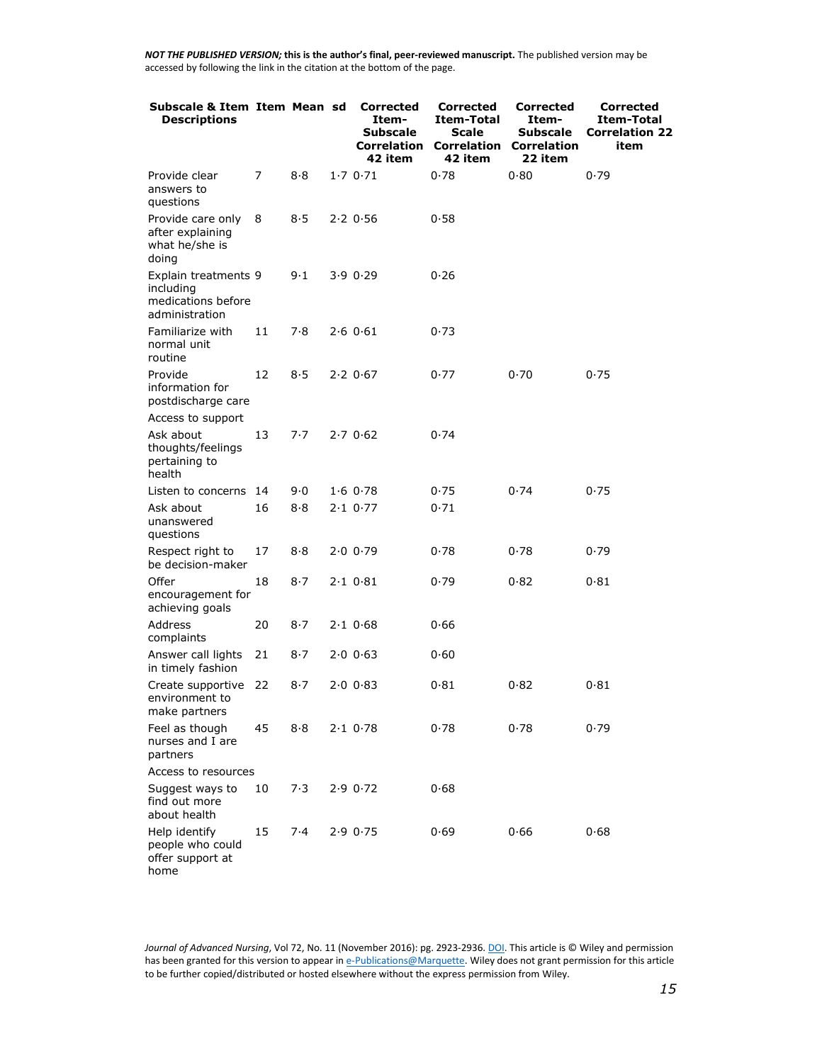*NOT THE PUBLISHED VERSION;* **this is the author's final, peer-reviewed manuscript.** The published version may be accessed by following the link in the citation at the bottom of the page.

| Subscale & Item Descriptions | Item | Mean | sd | Corrected Item-Subscale Correlation 42 item | Corrected Item-Total Scale Correlation 42 item | Corrected Item-Subscale Correlation 22 item | Corrected Item-Total Correlation 22 item |
|---|---|---|---|---|---|---|---|
| Provide clear answers to questions | 7 | 8·8 | 1·7 | 0·71 | 0·78 | 0·80 | 0·79 |
| Provide care only after explaining what he/she is doing | 8 | 8·5 | 2·2 | 0·56 | 0·58 | | |
| Explain treatments including medications before administration | 9 | 9·1 | 3·9 | 0·29 | 0·26 | | |
| Familiarize with normal unit routine | 11 | 7·8 | 2·6 | 0·61 | 0·73 | | |
| Provide information for postdischarge care | 12 | 8·5 | 2·2 | 0·67 | 0·77 | 0·70 | 0·75 |
| Access to support | | | | | | | |
| Ask about thoughts/feelings pertaining to health | 13 | 7·7 | 2·7 | 0·62 | 0·74 | | |
| Listen to concerns | 14 | 9·0 | 1·6 | 0·78 | 0·75 | 0·74 | 0·75 |
| Ask about unanswered questions | 16 | 8·8 | 2·1 | 0·77 | 0·71 | | |
| Respect right to be decision-maker | 17 | 8·8 | 2·0 | 0·79 | 0·78 | 0·78 | 0·79 |
| Offer encouragement for achieving goals | 18 | 8·7 | 2·1 | 0·81 | 0·79 | 0·82 | 0·81 |
| Address complaints | 20 | 8·7 | 2·1 | 0·68 | 0·66 | | |
| Answer call lights in timely fashion | 21 | 8·7 | 2·0 | 0·63 | 0·60 | | |
| Create supportive environment to make partners | 22 | 8·7 | 2·0 | 0·83 | 0·81 | 0·82 | 0·81 |
| Feel as though nurses and I are partners | 45 | 8·8 | 2·1 | 0·78 | 0·78 | 0·78 | 0·79 |
| Access to resources | | | | | | | |
| Suggest ways to find out more about health | 10 | 7·3 | 2·9 | 0·72 | 0·68 | | |
| Help identify people who could offer support at home | 15 | 7·4 | 2·9 | 0·75 | 0·69 | 0·66 | 0·68 |

*Journal of Advanced Nursing*, Vol 72, No. 11 (November 2016): pg. 2923-2936. DOI. This article is © Wiley and permission has been granted for this version to appear in e-Publications@Marquette. Wiley does not grant permission for this article to be further copied/distributed or hosted elsewhere without the express permission from Wiley.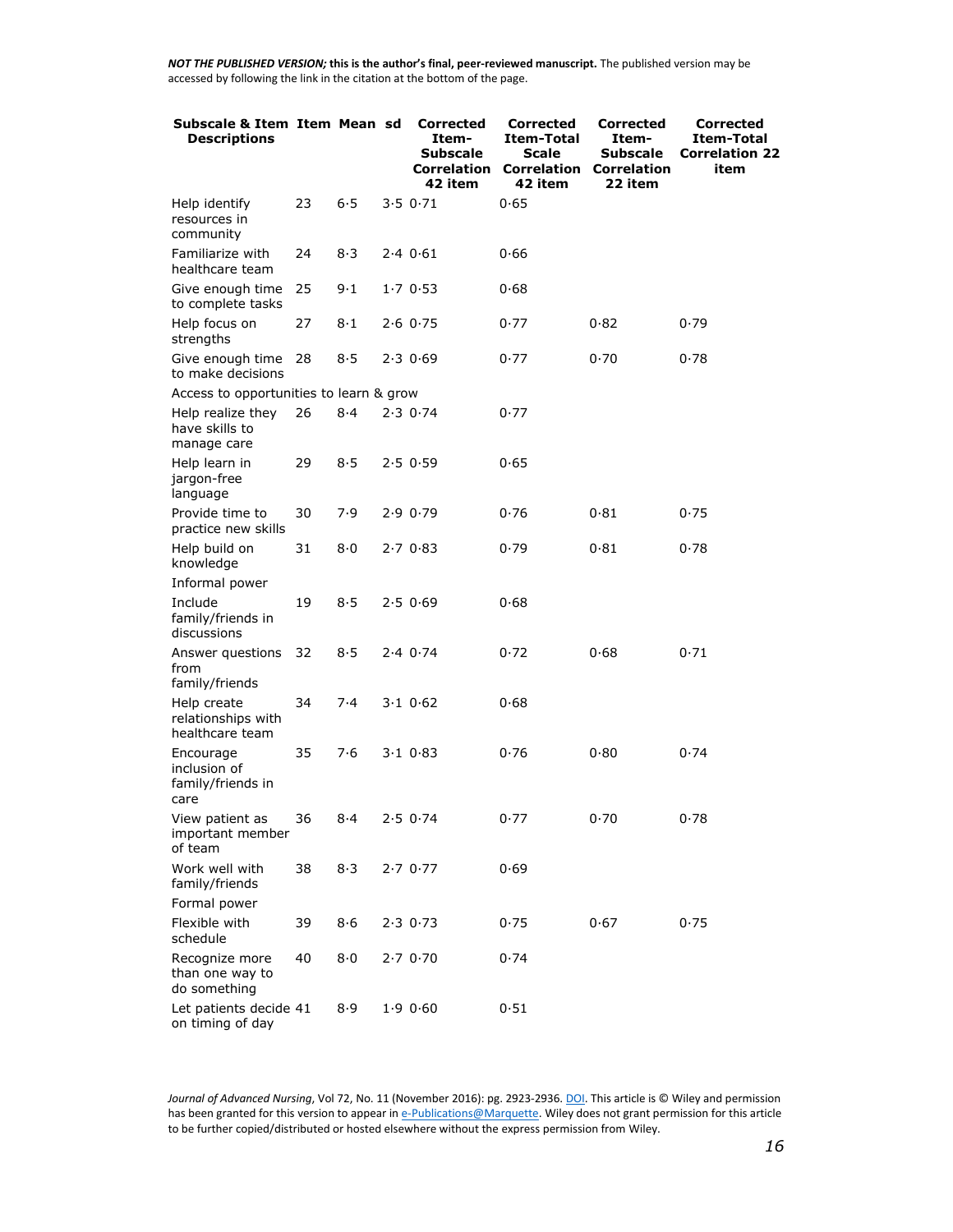NOT THE PUBLISHED VERSION; **this is the author's final, peer-reviewed manuscript.** The published version may be accessed by following the link in the citation at the bottom of the page.

| Subscale & Item Descriptions | Item | Mean | sd | Corrected Item-Subscale Correlation 42 item | Corrected Item-Total Scale Correlation 42 item | Corrected Item-Subscale Correlation 22 item | Corrected Item-Total Correlation 22 item |
|---|---|---|---|---|---|---|---|
| Help identify resources in community | 23 | 6·5 | 3·5 | 0·71 | 0·65 | | |
| Familiarize with healthcare team | 24 | 8·3 | 2·4 | 0·61 | 0·66 | | |
| Give enough time to complete tasks | 25 | 9·1 | 1·7 | 0·53 | 0·68 | | |
| Help focus on strengths | 27 | 8·1 | 2·6 | 0·75 | 0·77 | 0·82 | 0·79 |
| Give enough time to make decisions | 28 | 8·5 | 2·3 | 0·69 | 0·77 | 0·70 | 0·78 |
| Access to opportunities to learn & grow | | | | | | | |
| Help realize they have skills to manage care | 26 | 8·4 | 2·3 | 0·74 | 0·77 | | |
| Help learn in jargon-free language | 29 | 8·5 | 2·5 | 0·59 | 0·65 | | |
| Provide time to practice new skills | 30 | 7·9 | 2·9 | 0·79 | 0·76 | 0·81 | 0·75 |
| Help build on knowledge | 31 | 8·0 | 2·7 | 0·83 | 0·79 | 0·81 | 0·78 |
| Informal power | | | | | | | |
| Include family/friends in discussions | 19 | 8·5 | 2·5 | 0·69 | 0·68 | | |
| Answer questions from family/friends | 32 | 8·5 | 2·4 | 0·74 | 0·72 | 0·68 | 0·71 |
| Help create relationships with healthcare team | 34 | 7·4 | 3·1 | 0·62 | 0·68 | | |
| Encourage inclusion of family/friends in care | 35 | 7·6 | 3·1 | 0·83 | 0·76 | 0·80 | 0·74 |
| View patient as important member of team | 36 | 8·4 | 2·5 | 0·74 | 0·77 | 0·70 | 0·78 |
| Work well with family/friends | 38 | 8·3 | 2·7 | 0·77 | 0·69 | | |
| Formal power | | | | | | | |
| Flexible with schedule | 39 | 8·6 | 2·3 | 0·73 | 0·75 | 0·67 | 0·75 |
| Recognize more than one way to do something | 40 | 8·0 | 2·7 | 0·70 | 0·74 | | |
| Let patients decide on timing of day | 41 | 8·9 | 1·9 | 0·60 | 0·51 | | |

*Journal of Advanced Nursing*, Vol 72, No. 11 (November 2016): pg. 2923-2936. DOI. This article is © Wiley and permission has been granted for this version to appear in e-Publications@Marquette. Wiley does not grant permission for this article to be further copied/distributed or hosted elsewhere without the express permission from Wiley.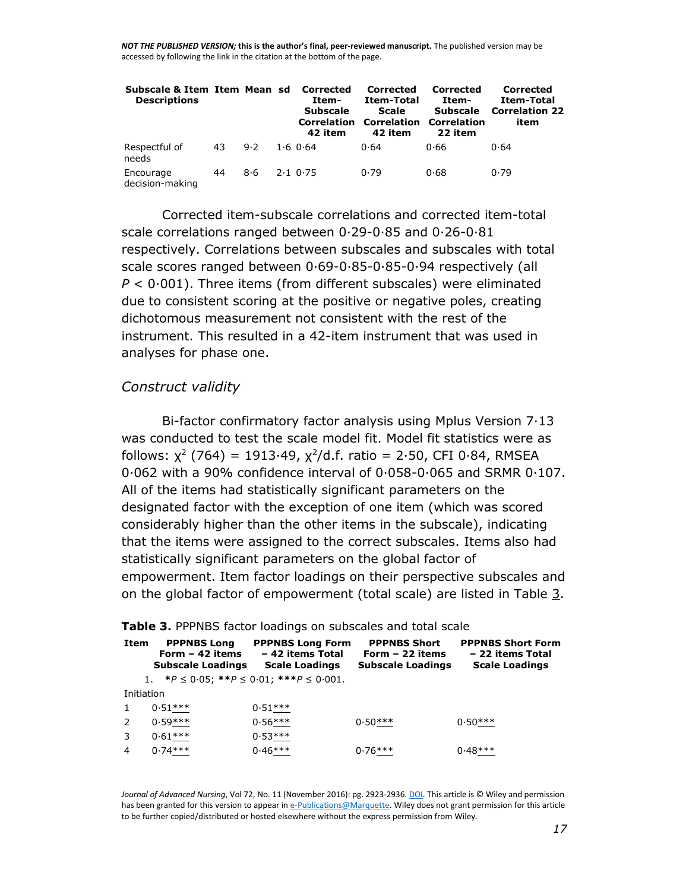| Subscale & Item Descriptions | Item | Mean | sd | Corrected Item-Subscale Correlation 42 item | Corrected Item-Total Scale Correlation 42 item | Corrected Item-Subscale Correlation 22 item | Corrected Item-Total Correlation 22 item |
|---|---|---|---|---|---|---|---|
| Respectful of needs | 43 | 9·2 | 1·6 | 0·64 | 0·64 | 0·66 | 0·64 |
| Encourage decision-making | 44 | 8·6 | 2·1 | 0·75 | 0·79 | 0·68 | 0·79 |

Corrected item-subscale correlations and corrected item-total scale correlations ranged between 0·29-0·85 and 0·26-0·81 respectively. Correlations between subscales and subscales with total scale scores ranged between 0·69-0·85-0·85-0·94 respectively (all $P < 0·001$). Three items (from different subscales) were eliminated due to consistent scoring at the positive or negative poles, creating dichotomous measurement not consistent with the rest of the instrument. This resulted in a 42-item instrument that was used in analyses for phase one.

### *Construct validity*

Bi-factor confirmatory factor analysis using Mplus Version 7·13 was conducted to test the scale model fit. Model fit statistics were as follows: $\chi^2$ (764) = 1913·49, $\chi^2$/d.f. ratio = 2·50, CFI 0·84, RMSEA 0·062 with a 90% confidence interval of 0·058-0·065 and SRMR 0·107. All of the items had statistically significant parameters on the designated factor with the exception of one item (which was scored considerably higher than the other items in the subscale), indicating that the items were assigned to the correct subscales. Items also had statistically significant parameters on the global factor of empowerment. Item factor loadings on their perspective subscales and on the global factor of empowerment (total scale) are listed in Table 3.

**Table 3.** PPPNBS factor loadings on subscales and total scale

| Item | PPPNBS Long Form – 42 items Subscale Loadings | PPPNBS Long Form – 42 items Total Scale Loadings | PPPNBS Short Form – 22 items Subscale Loadings | PPPNBS Short Form – 22 items Total Scale Loadings |
|---|---|---|---|---|
| Initiation | | | | |
| 1 | 0·51*** | 0·51*** | | |
| 2 | 0·59*** | 0·56*** | 0·50*** | 0·50*** |
| 3 | 0·61*** | 0·53*** | | |
| 4 | 0·74*** | 0·46*** | 0·76*** | 0·48*** |

1. *$P \leq 0·05$; **$P \leq 0·01$; ***$P \leq 0·001$.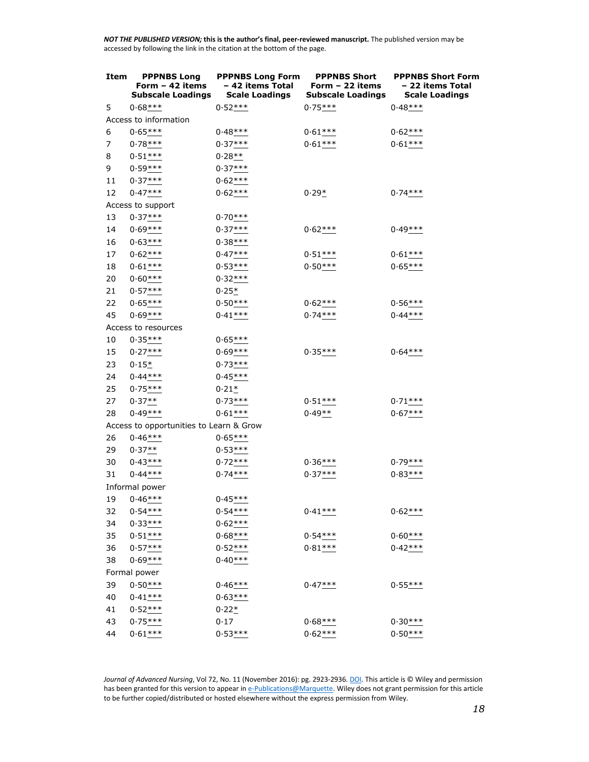NOT THE PUBLISHED VERSION; this is the author's final, peer-reviewed manuscript. The published version may be accessed by following the link in the citation at the bottom of the page.

| Item | PPPNBS Long Form – 42 items Subscale Loadings | PPPNBS Long Form – 42 items Total Scale Loadings | PPPNBS Short Form – 22 items Subscale Loadings | PPPNBS Short Form – 22 items Total Scale Loadings |
|---|---|---|---|---|
| 5 | 0·68*** | 0·52*** | 0·75*** | 0·48*** |
| Access to information | | | | |
| 6 | 0·65*** | 0·48*** | 0·61*** | 0·62*** |
| 7 | 0·78*** | 0·37*** | 0·61*** | 0·61*** |
| 8 | 0·51*** | 0·28** | | |
| 9 | 0·59*** | 0·37*** | | |
| 11 | 0·37*** | 0·62*** | | |
| 12 | 0·47*** | 0·62*** | 0·29* | 0·74*** |
| Access to support | | | | |
| 13 | 0·37*** | 0·70*** | | |
| 14 | 0·69*** | 0·37*** | 0·62*** | 0·49*** |
| 16 | 0·63*** | 0·38*** | | |
| 17 | 0·62*** | 0·47*** | 0·51*** | 0·61*** |
| 18 | 0·61*** | 0·53*** | 0·50*** | 0·65*** |
| 20 | 0·60*** | 0·32*** | | |
| 21 | 0·57*** | 0·25* | | |
| 22 | 0·65*** | 0·50*** | 0·62*** | 0·56*** |
| 45 | 0·69*** | 0·41*** | 0·74*** | 0·44*** |
| Access to resources | | | | |
| 10 | 0·35*** | 0·65*** | | |
| 15 | 0·27*** | 0·69*** | 0·35*** | 0·64*** |
| 23 | 0·15* | 0·73*** | | |
| 24 | 0·44*** | 0·45*** | | |
| 25 | 0·75*** | 0·21* | | |
| 27 | 0·37** | 0·73*** | 0·51*** | 0·71*** |
| 28 | 0·49*** | 0·61*** | 0·49** | 0·67*** |
| Access to opportunities to Learn & Grow | | | | |
| 26 | 0·46*** | 0·65*** | | |
| 29 | 0·37** | 0·53*** | | |
| 30 | 0·43*** | 0·72*** | 0·36*** | 0·79*** |
| 31 | 0·44*** | 0·74*** | 0·37*** | 0·83*** |
| Informal power | | | | |
| 19 | 0·46*** | 0·45*** | | |
| 32 | 0·54*** | 0·54*** | 0·41*** | 0·62*** |
| 34 | 0·33*** | 0·62*** | | |
| 35 | 0·51*** | 0·68*** | 0·54*** | 0·60*** |
| 36 | 0·57*** | 0·52*** | 0·81*** | 0·42*** |
| 38 | 0·69*** | 0·40*** | | |
| Formal power | | | | |
| 39 | 0·50*** | 0·46*** | 0·47*** | 0·55*** |
| 40 | 0·41*** | 0·63*** | | |
| 41 | 0·52*** | 0·22* | | |
| 43 | 0·75*** | 0·17 | 0·68*** | 0·30*** |
| 44 | 0·61*** | 0·53*** | 0·62*** | 0·50*** |

*Journal of Advanced Nursing*, Vol 72, No. 11 (November 2016): pg. 2923-2936. DOI. This article is © Wiley and permission has been granted for this version to appear in e-Publications@Marquette. Wiley does not grant permission for this article to be further copied/distributed or hosted elsewhere without the express permission from Wiley.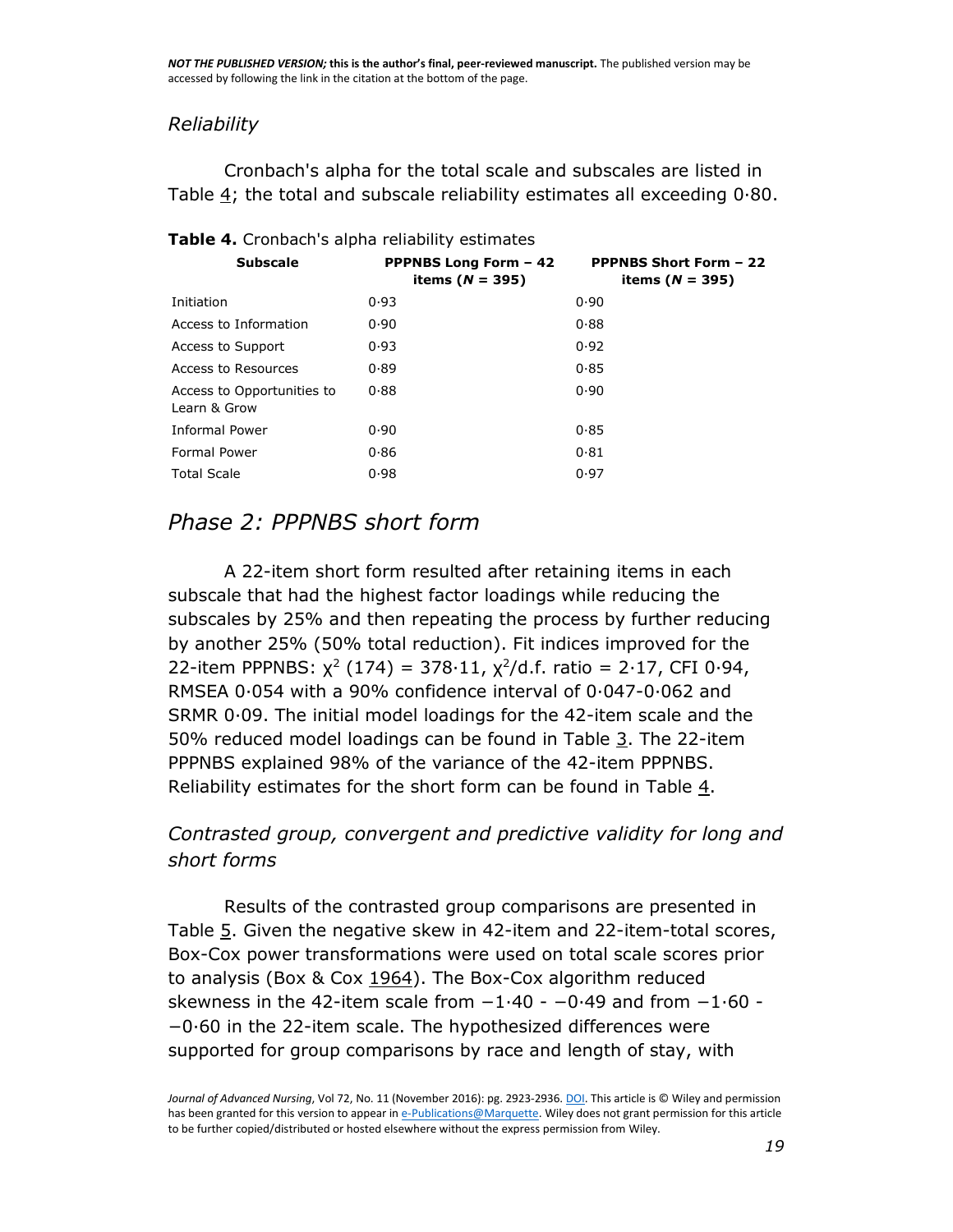*Reliability*

Cronbach's alpha for the total scale and subscales are listed in Table 4; the total and subscale reliability estimates all exceeding 0·80.

**Table 4.** Cronbach's alpha reliability estimates

| Subscale | PPPNBS Long Form – 42 items (*N* = 395) | PPPNBS Short Form – 22 items (*N* = 395) |
|---|---|---|
| Initiation | 0·93 | 0·90 |
| Access to Information | 0·90 | 0·88 |
| Access to Support | 0·93 | 0·92 |
| Access to Resources | 0·89 | 0·85 |
| Access to Opportunities to Learn & Grow | 0·88 | 0·90 |
| Informal Power | 0·90 | 0·85 |
| Formal Power | 0·86 | 0·81 |
| Total Scale | 0·98 | 0·97 |

## *Phase 2: PPPNBS short form*

A 22-item short form resulted after retaining items in each subscale that had the highest factor loadings while reducing the subscales by 25% and then repeating the process by further reducing by another 25% (50% total reduction). Fit indices improved for the 22-item PPPNBS: $\chi^2$ (174) = 378·11, $\chi^2$/d.f. ratio = 2·17, CFI 0·94, RMSEA 0·054 with a 90% confidence interval of 0·047-0·062 and SRMR 0·09. The initial model loadings for the 42-item scale and the 50% reduced model loadings can be found in Table 3. The 22-item PPPNBS explained 98% of the variance of the 42-item PPPNBS. Reliability estimates for the short form can be found in Table 4.

### *Contrasted group, convergent and predictive validity for long and short forms*

Results of the contrasted group comparisons are presented in Table 5. Given the negative skew in 42-item and 22-item-total scores, Box-Cox power transformations were used on total scale scores prior to analysis (Box & Cox 1964). The Box-Cox algorithm reduced skewness in the 42-item scale from −1·40 - −0·49 and from −1·60 - −0·60 in the 22-item scale. The hypothesized differences were supported for group comparisons by race and length of stay, with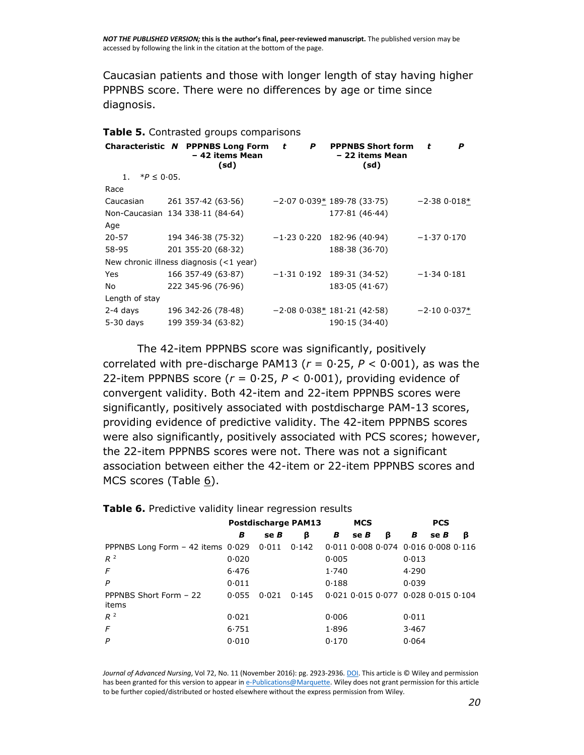Caucasian patients and those with longer length of stay having higher PPPNBS score. There were no differences by age or time since diagnosis.

**Table 5.** Contrasted groups comparisons

| Characteristic | N | PPPNBS Long Form – 42 items Mean (sd) | t | P | PPPNBS Short form – 22 items Mean (sd) | t | P |
|---|---|---|---|---|---|---|---|
| Race | | | | | | | |
| Caucasian | 261 | 357·42 (63·56) | −2·07 | 0·039* | 189·78 (33·75) | −2·38 | 0·018* |
| Non-Caucasian | 134 | 338·11 (84·64) | | | 177·81 (46·44) | | |
| Age | | | | | | | |
| 20-57 | 194 | 346·38 (75·32) | −1·23 | 0·220 | 182·96 (40·94) | −1·37 | 0·170 |
| 58-95 | 201 | 355·20 (68·32) | | | 188·38 (36·70) | | |
| New chronic illness diagnosis (<1 year) | | | | | | | |
| Yes | 166 | 357·49 (63·87) | −1·31 | 0·192 | 189·31 (34·52) | −1·34 | 0·181 |
| No | 222 | 345·96 (76·96) | | | 183·05 (41·67) | | |
| Length of stay | | | | | | | |
| 2-4 days | 196 | 342·26 (78·48) | −2·08 | 0·038* | 181·21 (42·58) | −2·10 | 0·037* |
| 5-30 days | 199 | 359·34 (63·82) | | | 190·15 (34·40) | | |

1. $^*P \leq 0{\cdot}05$.

The 42-item PPPNBS score was significantly, positively correlated with pre-discharge PAM13 ($r = 0{\cdot}25$, $P < 0{\cdot}001$), as was the 22-item PPPNBS score ($r = 0{\cdot}25$, $P < 0{\cdot}001$), providing evidence of convergent validity. Both 42-item and 22-item PPPNBS scores were significantly, positively associated with postdischarge PAM-13 scores, providing evidence of predictive validity. The 42-item PPPNBS scores were also significantly, positively associated with PCS scores; however, the 22-item PPPNBS scores were not. There was not a significant association between either the 42-item or 22-item PPPNBS scores and MCS scores (Table 6).

**Table 6.** Predictive validity linear regression results

| | Postdischarge PAM13 | | | MCS | | | PCS | | |
|---|---|---|---|---|---|---|---|---|---|
| | *B* | se *B* | β | *B* | se *B* | β | *B* | se *B* | β |
| PPPNBS Long Form – 42 items | 0·029 | 0·011 | 0·142 | 0·011 | 0·008 | 0·074 | 0·016 | 0·008 | 0·116 |
| $R^2$ | 0·020 | | | 0·005 | | | 0·013 | | |
| *F* | 6·476 | | | 1·740 | | | 4·290 | | |
| *P* | 0·011 | | | 0·188 | | | 0·039 | | |
| PPPNBS Short Form – 22 items | 0·055 | 0·021 | 0·145 | 0·021 | 0·015 | 0·077 | 0·028 | 0·015 | 0·104 |
| $R^2$ | 0·021 | | | 0·006 | | | 0·011 | | |
| *F* | 6·751 | | | 1·896 | | | 3·467 | | |
| *P* | 0·010 | | | 0·170 | | | 0·064 | | |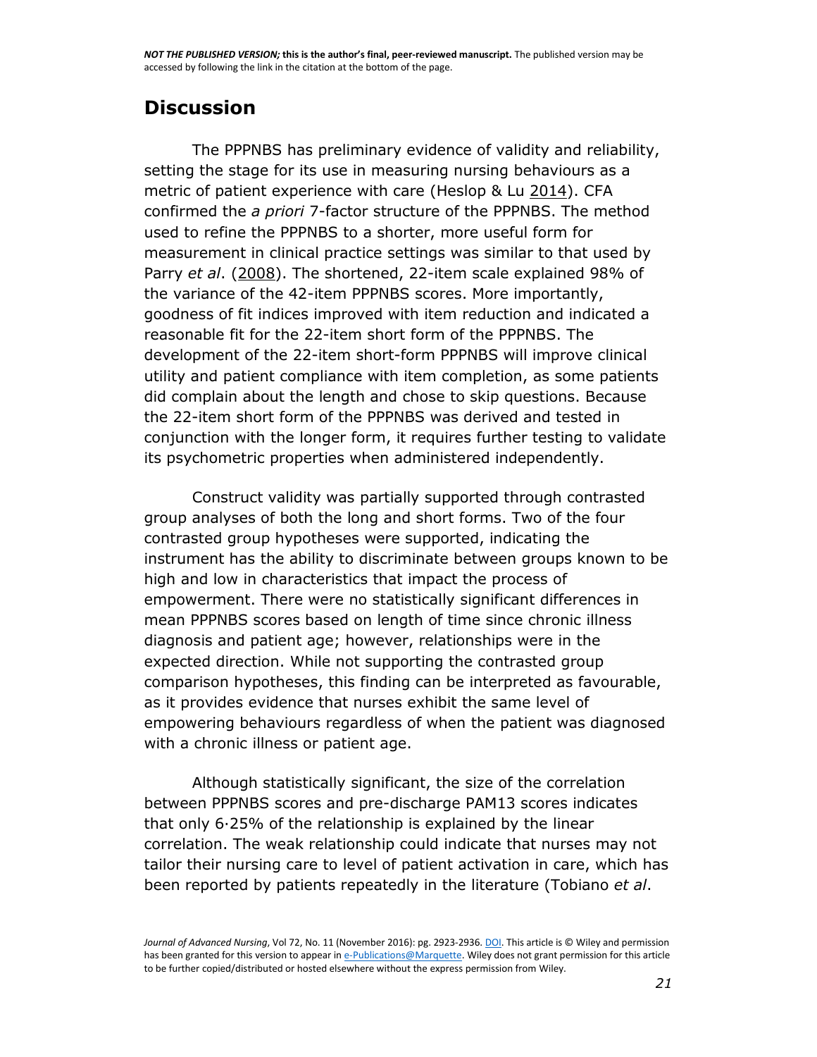## Discussion

The PPPNBS has preliminary evidence of validity and reliability, setting the stage for its use in measuring nursing behaviours as a metric of patient experience with care (Heslop & Lu 2014). CFA confirmed the *a priori* 7-factor structure of the PPPNBS. The method used to refine the PPPNBS to a shorter, more useful form for measurement in clinical practice settings was similar to that used by Parry *et al*. (2008). The shortened, 22-item scale explained 98% of the variance of the 42-item PPPNBS scores. More importantly, goodness of fit indices improved with item reduction and indicated a reasonable fit for the 22-item short form of the PPPNBS. The development of the 22-item short-form PPPNBS will improve clinical utility and patient compliance with item completion, as some patients did complain about the length and chose to skip questions. Because the 22-item short form of the PPPNBS was derived and tested in conjunction with the longer form, it requires further testing to validate its psychometric properties when administered independently.

Construct validity was partially supported through contrasted group analyses of both the long and short forms. Two of the four contrasted group hypotheses were supported, indicating the instrument has the ability to discriminate between groups known to be high and low in characteristics that impact the process of empowerment. There were no statistically significant differences in mean PPPNBS scores based on length of time since chronic illness diagnosis and patient age; however, relationships were in the expected direction. While not supporting the contrasted group comparison hypotheses, this finding can be interpreted as favourable, as it provides evidence that nurses exhibit the same level of empowering behaviours regardless of when the patient was diagnosed with a chronic illness or patient age.

Although statistically significant, the size of the correlation between PPPNBS scores and pre-discharge PAM13 scores indicates that only 6·25% of the relationship is explained by the linear correlation. The weak relationship could indicate that nurses may not tailor their nursing care to level of patient activation in care, which has been reported by patients repeatedly in the literature (Tobiano *et al*.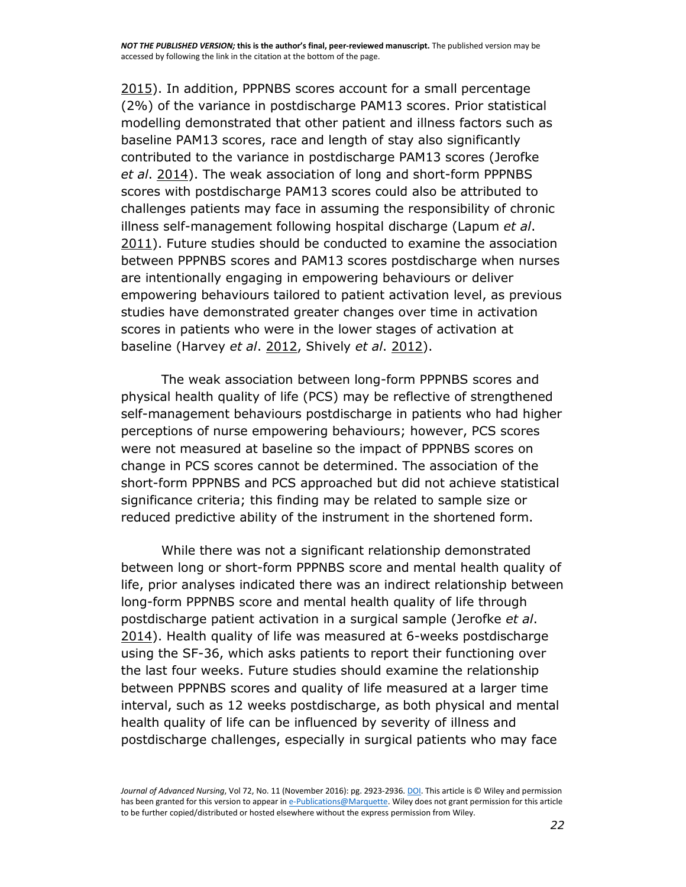2015). In addition, PPPNBS scores account for a small percentage (2%) of the variance in postdischarge PAM13 scores. Prior statistical modelling demonstrated that other patient and illness factors such as baseline PAM13 scores, race and length of stay also significantly contributed to the variance in postdischarge PAM13 scores (Jerofke *et al*. 2014). The weak association of long and short-form PPPNBS scores with postdischarge PAM13 scores could also be attributed to challenges patients may face in assuming the responsibility of chronic illness self-management following hospital discharge (Lapum *et al*. 2011). Future studies should be conducted to examine the association between PPPNBS scores and PAM13 scores postdischarge when nurses are intentionally engaging in empowering behaviours or deliver empowering behaviours tailored to patient activation level, as previous studies have demonstrated greater changes over time in activation scores in patients who were in the lower stages of activation at baseline (Harvey *et al*. 2012, Shively *et al*. 2012).

The weak association between long-form PPPNBS scores and physical health quality of life (PCS) may be reflective of strengthened self-management behaviours postdischarge in patients who had higher perceptions of nurse empowering behaviours; however, PCS scores were not measured at baseline so the impact of PPPNBS scores on change in PCS scores cannot be determined. The association of the short-form PPPNBS and PCS approached but did not achieve statistical significance criteria; this finding may be related to sample size or reduced predictive ability of the instrument in the shortened form.

While there was not a significant relationship demonstrated between long or short-form PPPNBS score and mental health quality of life, prior analyses indicated there was an indirect relationship between long-form PPPNBS score and mental health quality of life through postdischarge patient activation in a surgical sample (Jerofke *et al*. 2014). Health quality of life was measured at 6-weeks postdischarge using the SF-36, which asks patients to report their functioning over the last four weeks. Future studies should examine the relationship between PPPNBS scores and quality of life measured at a larger time interval, such as 12 weeks postdischarge, as both physical and mental health quality of life can be influenced by severity of illness and postdischarge challenges, especially in surgical patients who may face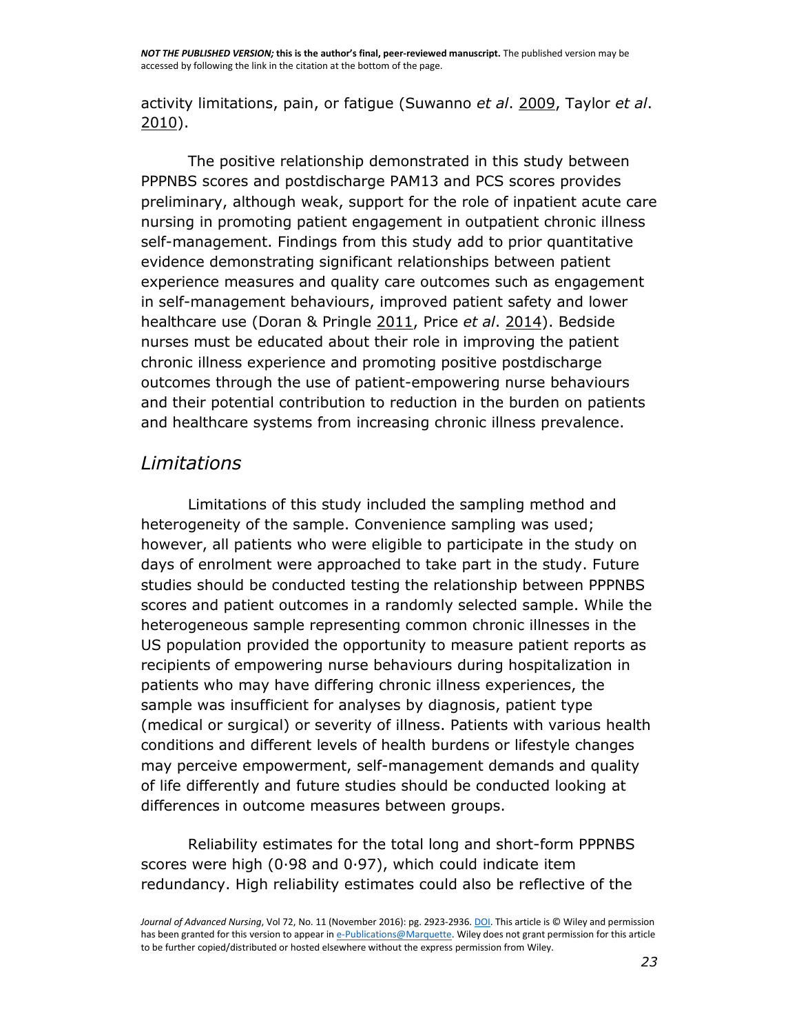activity limitations, pain, or fatigue (Suwanno *et al*. 2009, Taylor *et al*. 2010).

The positive relationship demonstrated in this study between PPPNBS scores and postdischarge PAM13 and PCS scores provides preliminary, although weak, support for the role of inpatient acute care nursing in promoting patient engagement in outpatient chronic illness self-management. Findings from this study add to prior quantitative evidence demonstrating significant relationships between patient experience measures and quality care outcomes such as engagement in self-management behaviours, improved patient safety and lower healthcare use (Doran & Pringle 2011, Price *et al*. 2014). Bedside nurses must be educated about their role in improving the patient chronic illness experience and promoting positive postdischarge outcomes through the use of patient-empowering nurse behaviours and their potential contribution to reduction in the burden on patients and healthcare systems from increasing chronic illness prevalence.

### *Limitations*

Limitations of this study included the sampling method and heterogeneity of the sample. Convenience sampling was used; however, all patients who were eligible to participate in the study on days of enrolment were approached to take part in the study. Future studies should be conducted testing the relationship between PPPNBS scores and patient outcomes in a randomly selected sample. While the heterogeneous sample representing common chronic illnesses in the US population provided the opportunity to measure patient reports as recipients of empowering nurse behaviours during hospitalization in patients who may have differing chronic illness experiences, the sample was insufficient for analyses by diagnosis, patient type (medical or surgical) or severity of illness. Patients with various health conditions and different levels of health burdens or lifestyle changes may perceive empowerment, self-management demands and quality of life differently and future studies should be conducted looking at differences in outcome measures between groups.

Reliability estimates for the total long and short-form PPPNBS scores were high (0·98 and 0·97), which could indicate item redundancy. High reliability estimates could also be reflective of the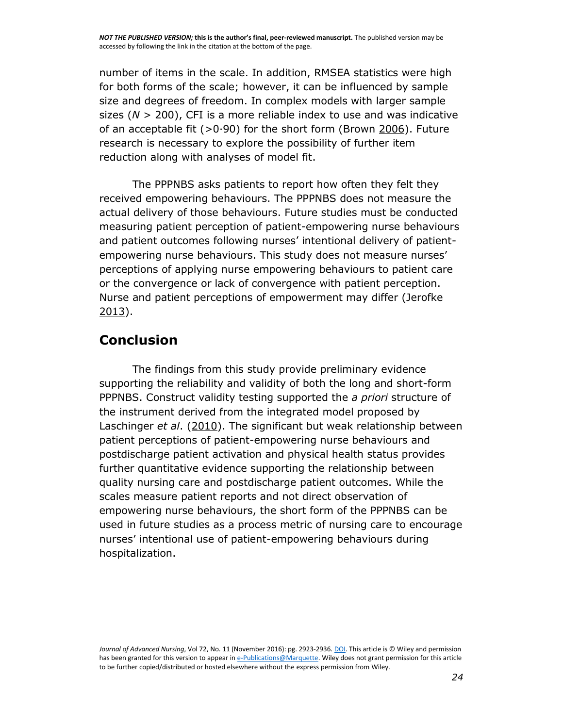number of items in the scale. In addition, RMSEA statistics were high for both forms of the scale; however, it can be influenced by sample size and degrees of freedom. In complex models with larger sample sizes ($N > 200$), CFI is a more reliable index to use and was indicative of an acceptable fit (>0·90) for the short form (Brown 2006). Future research is necessary to explore the possibility of further item reduction along with analyses of model fit.

The PPPNBS asks patients to report how often they felt they received empowering behaviours. The PPPNBS does not measure the actual delivery of those behaviours. Future studies must be conducted measuring patient perception of patient-empowering nurse behaviours and patient outcomes following nurses' intentional delivery of patient-empowering nurse behaviours. This study does not measure nurses' perceptions of applying nurse empowering behaviours to patient care or the convergence or lack of convergence with patient perception. Nurse and patient perceptions of empowerment may differ (Jerofke 2013).

## Conclusion

The findings from this study provide preliminary evidence supporting the reliability and validity of both the long and short-form PPPNBS. Construct validity testing supported the *a priori* structure of the instrument derived from the integrated model proposed by Laschinger *et al*. (2010). The significant but weak relationship between patient perceptions of patient-empowering nurse behaviours and postdischarge patient activation and physical health status provides further quantitative evidence supporting the relationship between quality nursing care and postdischarge patient outcomes. While the scales measure patient reports and not direct observation of empowering nurse behaviours, the short form of the PPPNBS can be used in future studies as a process metric of nursing care to encourage nurses' intentional use of patient-empowering behaviours during hospitalization.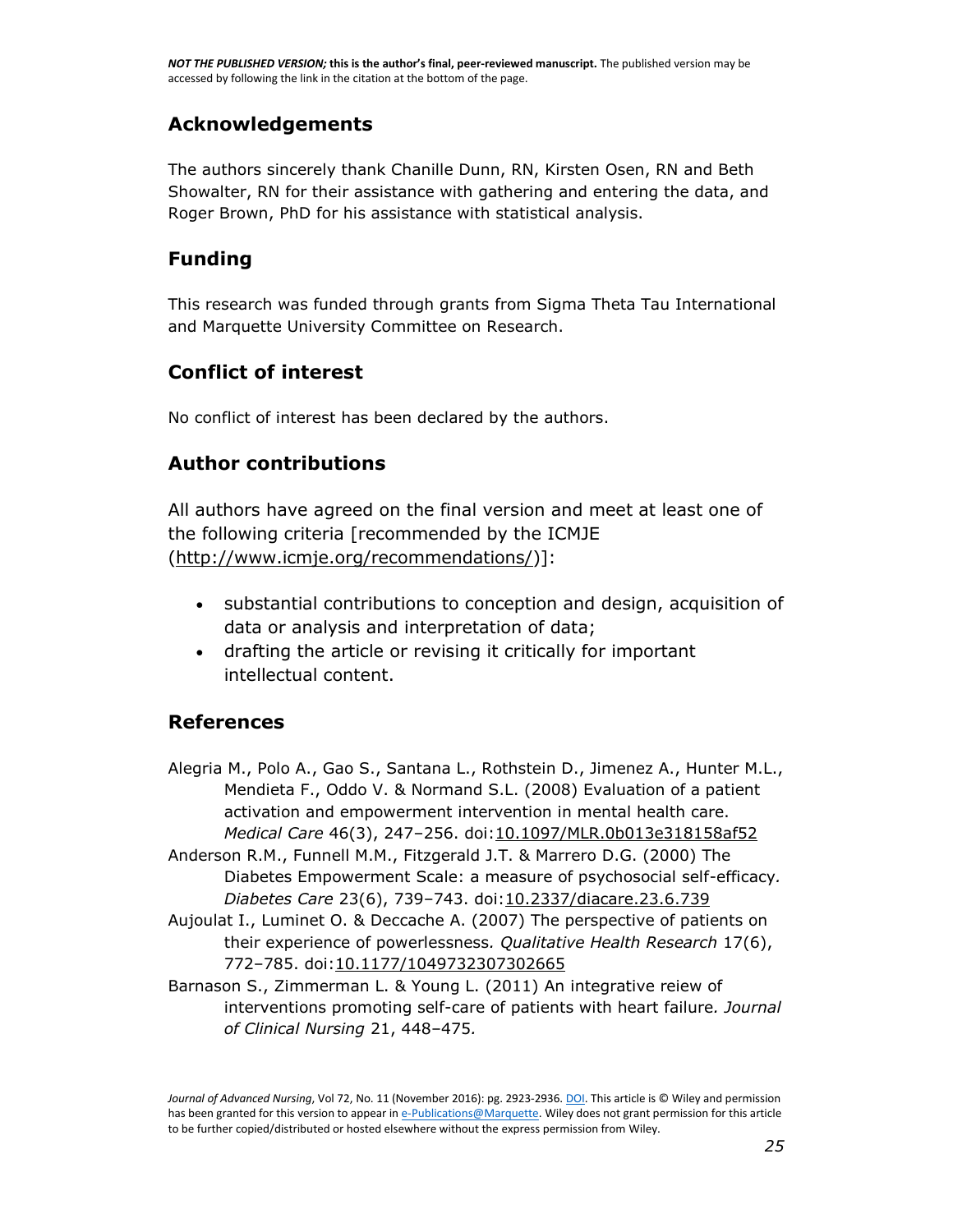## Acknowledgements

The authors sincerely thank Chanille Dunn, RN, Kirsten Osen, RN and Beth Showalter, RN for their assistance with gathering and entering the data, and Roger Brown, PhD for his assistance with statistical analysis.

## Funding

This research was funded through grants from Sigma Theta Tau International and Marquette University Committee on Research.

## Conflict of interest

No conflict of interest has been declared by the authors.

## Author contributions

All authors have agreed on the final version and meet at least one of the following criteria [recommended by the ICMJE (http://www.icmje.org/recommendations/)]:

- substantial contributions to conception and design, acquisition of data or analysis and interpretation of data;
- drafting the article or revising it critically for important intellectual content.

## References

Alegria M., Polo A., Gao S., Santana L., Rothstein D., Jimenez A., Hunter M.L., Mendieta F., Oddo V. & Normand S.L. (2008) Evaluation of a patient activation and empowerment intervention in mental health care. *Medical Care* 46(3), 247–256. doi:10.1097/MLR.0b013e318158af52

Anderson R.M., Funnell M.M., Fitzgerald J.T. & Marrero D.G. (2000) The Diabetes Empowerment Scale: a measure of psychosocial self-efficacy. *Diabetes Care* 23(6), 739–743. doi:10.2337/diacare.23.6.739

Aujoulat I., Luminet O. & Deccache A. (2007) The perspective of patients on their experience of powerlessness. *Qualitative Health Research* 17(6), 772–785. doi:10.1177/1049732307302665

Barnason S., Zimmerman L. & Young L. (2011) An integrative reiew of interventions promoting self-care of patients with heart failure. *Journal of Clinical Nursing* 21, 448–475.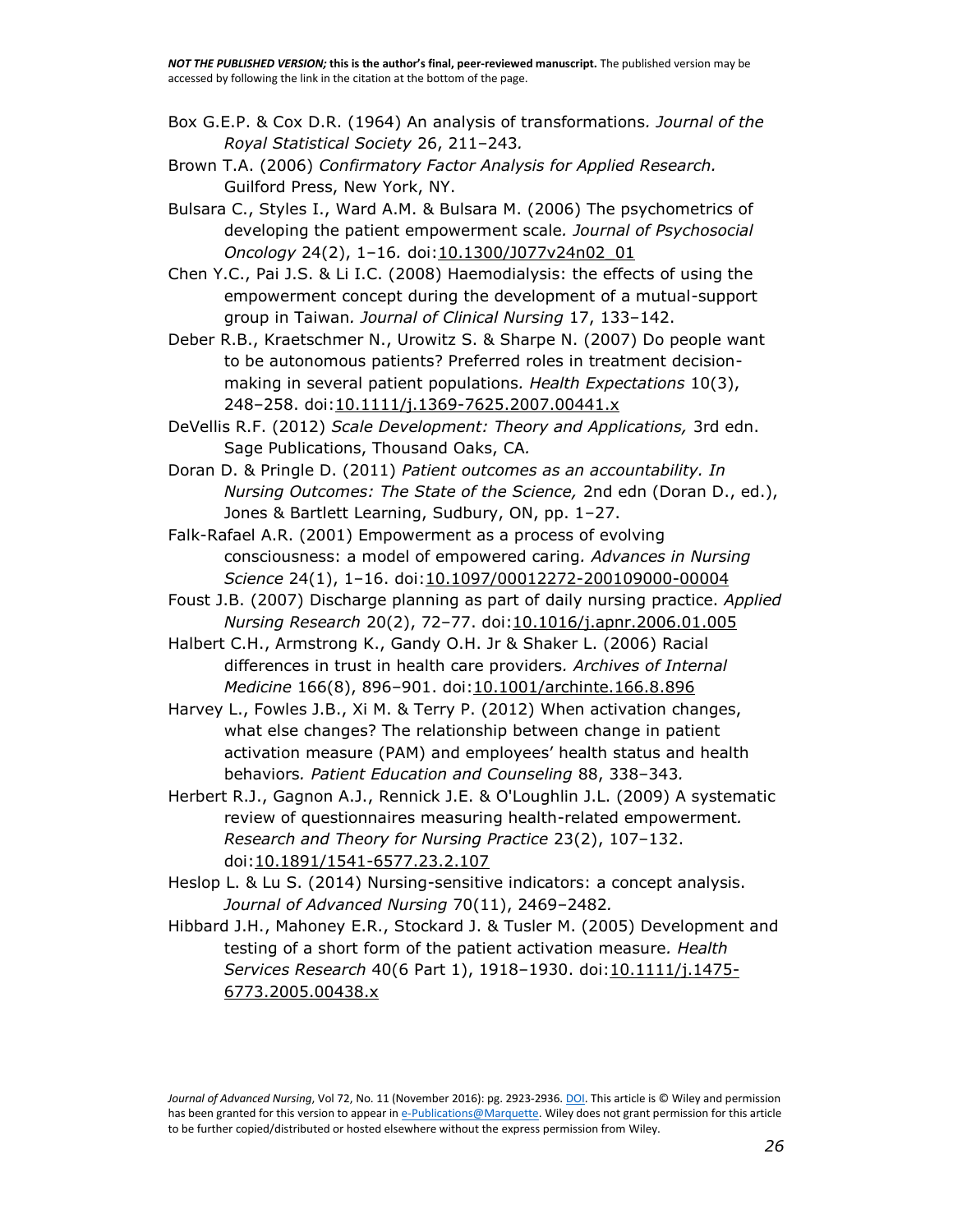Box G.E.P. & Cox D.R. (1964) An analysis of transformations. *Journal of the Royal Statistical Society* 26, 211–243.

Brown T.A. (2006) *Confirmatory Factor Analysis for Applied Research.* Guilford Press, New York, NY.

Bulsara C., Styles I., Ward A.M. & Bulsara M. (2006) The psychometrics of developing the patient empowerment scale. *Journal of Psychosocial Oncology* 24(2), 1–16. doi:10.1300/J077v24n02_01

Chen Y.C., Pai J.S. & Li I.C. (2008) Haemodialysis: the effects of using the empowerment concept during the development of a mutual-support group in Taiwan. *Journal of Clinical Nursing* 17, 133–142.

Deber R.B., Kraetschmer N., Urowitz S. & Sharpe N. (2007) Do people want to be autonomous patients? Preferred roles in treatment decision-making in several patient populations. *Health Expectations* 10(3), 248–258. doi:10.1111/j.1369-7625.2007.00441.x

DeVellis R.F. (2012) *Scale Development: Theory and Applications,* 3rd edn. Sage Publications, Thousand Oaks, CA.

Doran D. & Pringle D. (2011) *Patient outcomes as an accountability. In Nursing Outcomes: The State of the Science,* 2nd edn (Doran D., ed.), Jones & Bartlett Learning, Sudbury, ON, pp. 1–27.

Falk-Rafael A.R. (2001) Empowerment as a process of evolving consciousness: a model of empowered caring. *Advances in Nursing Science* 24(1), 1–16. doi:10.1097/00012272-200109000-00004

Foust J.B. (2007) Discharge planning as part of daily nursing practice. *Applied Nursing Research* 20(2), 72–77. doi:10.1016/j.apnr.2006.01.005

Halbert C.H., Armstrong K., Gandy O.H. Jr & Shaker L. (2006) Racial differences in trust in health care providers. *Archives of Internal Medicine* 166(8), 896–901. doi:10.1001/archinte.166.8.896

Harvey L., Fowles J.B., Xi M. & Terry P. (2012) When activation changes, what else changes? The relationship between change in patient activation measure (PAM) and employees' health status and health behaviors. *Patient Education and Counseling* 88, 338–343.

Herbert R.J., Gagnon A.J., Rennick J.E. & O'Loughlin J.L. (2009) A systematic review of questionnaires measuring health-related empowerment. *Research and Theory for Nursing Practice* 23(2), 107–132. doi:10.1891/1541-6577.23.2.107

Heslop L. & Lu S. (2014) Nursing-sensitive indicators: a concept analysis. *Journal of Advanced Nursing* 70(11), 2469–2482.

Hibbard J.H., Mahoney E.R., Stockard J. & Tusler M. (2005) Development and testing of a short form of the patient activation measure. *Health Services Research* 40(6 Part 1), 1918–1930. doi:10.1111/j.1475-6773.2005.00438.x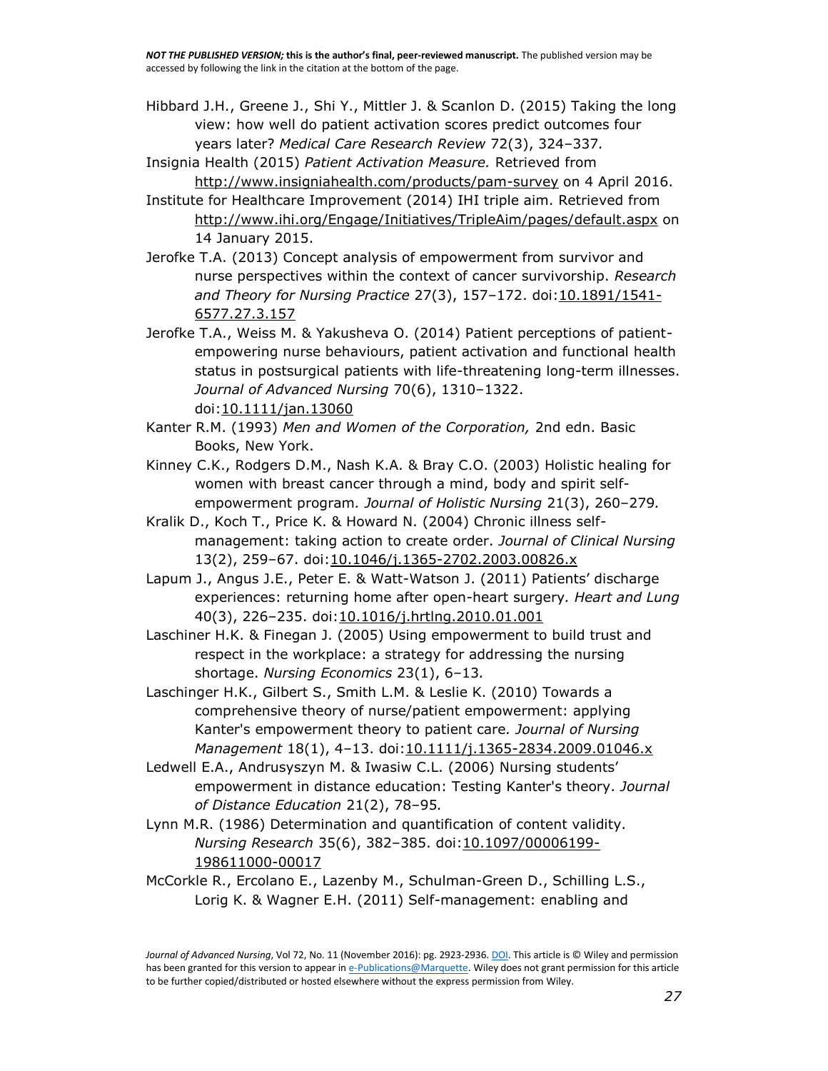Hibbard J.H., Greene J., Shi Y., Mittler J. & Scanlon D. (2015) Taking the long view: how well do patient activation scores predict outcomes four years later? *Medical Care Research Review* 72(3), 324–337*.*

Insignia Health (2015) *Patient Activation Measure.* Retrieved from http://www.insigniahealth.com/products/pam-survey on 4 April 2016.

Institute for Healthcare Improvement (2014) IHI triple aim. Retrieved from http://www.ihi.org/Engage/Initiatives/TripleAim/pages/default.aspx on 14 January 2015.

Jerofke T.A. (2013) Concept analysis of empowerment from survivor and nurse perspectives within the context of cancer survivorship. *Research and Theory for Nursing Practice* 27(3), 157–172. doi:10.1891/1541-6577.27.3.157

Jerofke T.A., Weiss M. & Yakusheva O. (2014) Patient perceptions of patient-empowering nurse behaviours, patient activation and functional health status in postsurgical patients with life-threatening long-term illnesses. *Journal of Advanced Nursing* 70(6), 1310–1322. doi:10.1111/jan.13060

Kanter R.M. (1993) *Men and Women of the Corporation,* 2nd edn. Basic Books, New York.

Kinney C.K., Rodgers D.M., Nash K.A. & Bray C.O. (2003) Holistic healing for women with breast cancer through a mind, body and spirit self-empowerment program*. Journal of Holistic Nursing* 21(3), 260–279*.*

Kralik D., Koch T., Price K. & Howard N. (2004) Chronic illness self-management: taking action to create order. *Journal of Clinical Nursing* 13(2), 259–67. doi:10.1046/j.1365-2702.2003.00826.x

Lapum J., Angus J.E., Peter E. & Watt-Watson J. (2011) Patients' discharge experiences: returning home after open-heart surgery*. Heart and Lung* 40(3), 226–235. doi:10.1016/j.hrtlng.2010.01.001

Laschiner H.K. & Finegan J. (2005) Using empowerment to build trust and respect in the workplace: a strategy for addressing the nursing shortage. *Nursing Economics* 23(1), 6–13*.*

Laschinger H.K., Gilbert S., Smith L.M. & Leslie K. (2010) Towards a comprehensive theory of nurse/patient empowerment: applying Kanter's empowerment theory to patient care*. Journal of Nursing Management* 18(1), 4–13. doi:10.1111/j.1365-2834.2009.01046.x

Ledwell E.A., Andrusyszyn M. & Iwasiw C.L. (2006) Nursing students' empowerment in distance education: Testing Kanter's theory. *Journal of Distance Education* 21(2), 78–95*.*

Lynn M.R. (1986) Determination and quantification of content validity. *Nursing Research* 35(6), 382–385. doi:10.1097/00006199-198611000-00017

McCorkle R., Ercolano E., Lazenby M., Schulman-Green D., Schilling L.S., Lorig K. & Wagner E.H. (2011) Self-management: enabling and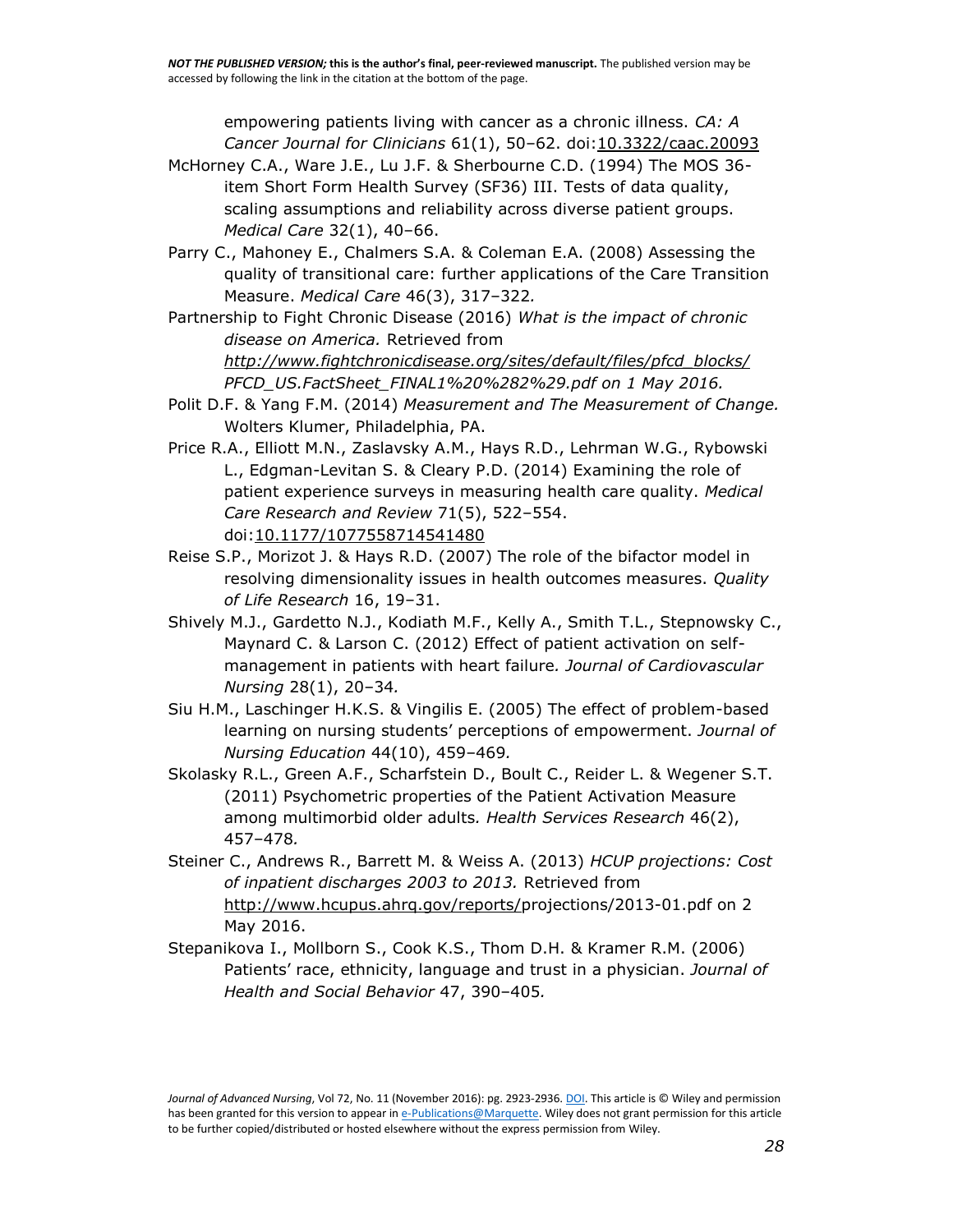empowering patients living with cancer as a chronic illness. *CA: A Cancer Journal for Clinicians* 61(1), 50–62. doi:10.3322/caac.20093

McHorney C.A., Ware J.E., Lu J.F. & Sherbourne C.D. (1994) The MOS 36-item Short Form Health Survey (SF36) III. Tests of data quality, scaling assumptions and reliability across diverse patient groups. *Medical Care* 32(1), 40–66.

Parry C., Mahoney E., Chalmers S.A. & Coleman E.A. (2008) Assessing the quality of transitional care: further applications of the Care Transition Measure. *Medical Care* 46(3), 317–322.

Partnership to Fight Chronic Disease (2016) *What is the impact of chronic disease on America.* Retrieved from *http://www.fightchronicdisease.org/sites/default/files/pfcd_blocks/PFCD_US.FactSheet_FINAL1%20%282%29.pdf on 1 May 2016.*

Polit D.F. & Yang F.M. (2014) *Measurement and The Measurement of Change.* Wolters Klumer, Philadelphia, PA.

Price R.A., Elliott M.N., Zaslavsky A.M., Hays R.D., Lehrman W.G., Rybowski L., Edgman-Levitan S. & Cleary P.D. (2014) Examining the role of patient experience surveys in measuring health care quality. *Medical Care Research and Review* 71(5), 522–554. doi:10.1177/1077558714541480

Reise S.P., Morizot J. & Hays R.D. (2007) The role of the bifactor model in resolving dimensionality issues in health outcomes measures. *Quality of Life Research* 16, 19–31.

Shively M.J., Gardetto N.J., Kodiath M.F., Kelly A., Smith T.L., Stepnowsky C., Maynard C. & Larson C. (2012) Effect of patient activation on self-management in patients with heart failure. *Journal of Cardiovascular Nursing* 28(1), 20–34.

Siu H.M., Laschinger H.K.S. & Vingilis E. (2005) The effect of problem-based learning on nursing students' perceptions of empowerment. *Journal of Nursing Education* 44(10), 459–469.

Skolasky R.L., Green A.F., Scharfstein D., Boult C., Reider L. & Wegener S.T. (2011) Psychometric properties of the Patient Activation Measure among multimorbid older adults. *Health Services Research* 46(2), 457–478.

Steiner C., Andrews R., Barrett M. & Weiss A. (2013) *HCUP projections: Cost of inpatient discharges 2003 to 2013.* Retrieved from http://www.hcupus.ahrq.gov/reports/projections/2013-01.pdf on 2 May 2016.

Stepanikova I., Mollborn S., Cook K.S., Thom D.H. & Kramer R.M. (2006) Patients' race, ethnicity, language and trust in a physician. *Journal of Health and Social Behavior* 47, 390–405.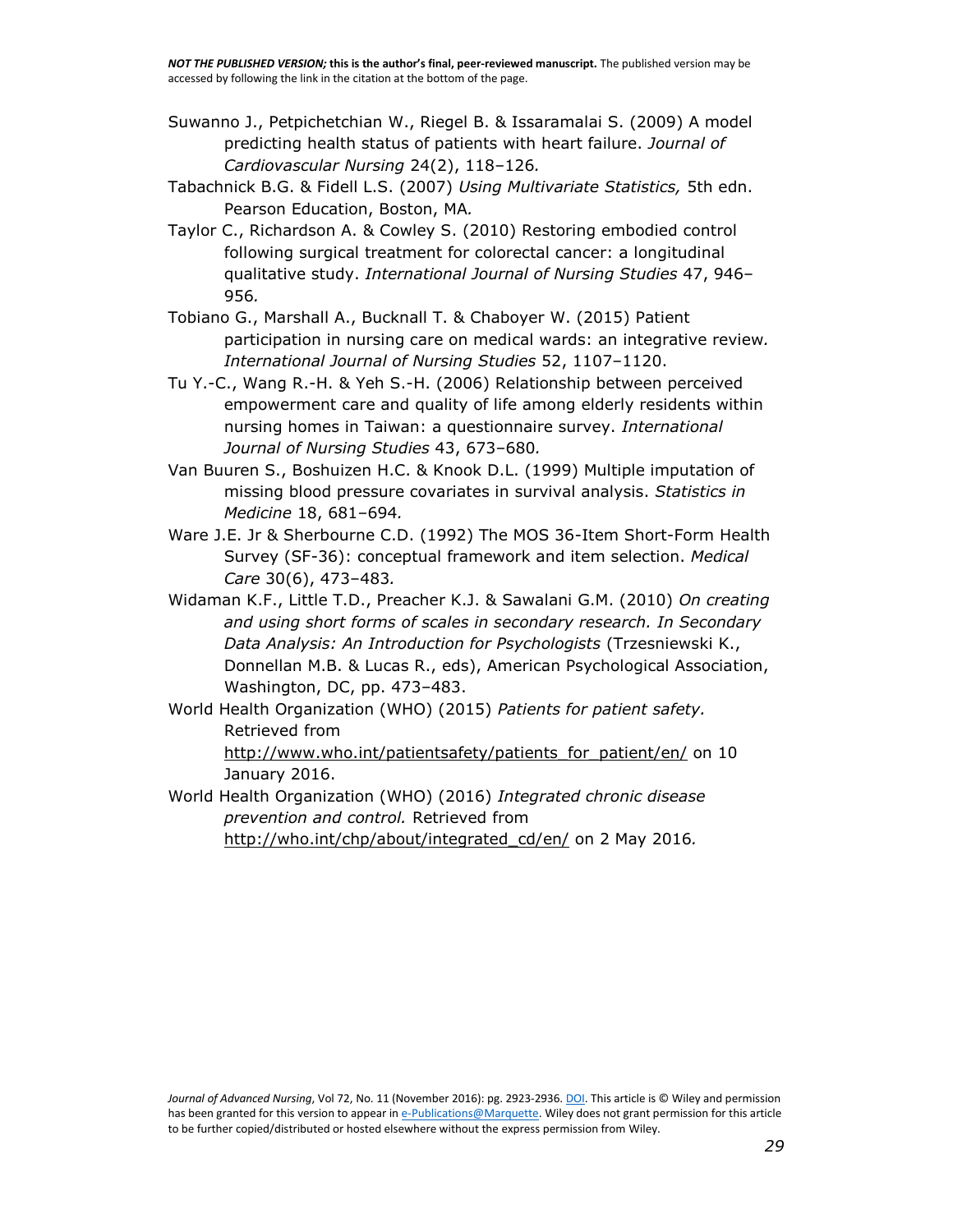Suwanno J., Petpichetchian W., Riegel B. & Issaramalai S. (2009) A model predicting health status of patients with heart failure. *Journal of Cardiovascular Nursing* 24(2), 118–126.

Tabachnick B.G. & Fidell L.S. (2007) *Using Multivariate Statistics,* 5th edn. Pearson Education, Boston, MA.

Taylor C., Richardson A. & Cowley S. (2010) Restoring embodied control following surgical treatment for colorectal cancer: a longitudinal qualitative study. *International Journal of Nursing Studies* 47, 946–956.

Tobiano G., Marshall A., Bucknall T. & Chaboyer W. (2015) Patient participation in nursing care on medical wards: an integrative review. *International Journal of Nursing Studies* 52, 1107–1120.

Tu Y.-C., Wang R.-H. & Yeh S.-H. (2006) Relationship between perceived empowerment care and quality of life among elderly residents within nursing homes in Taiwan: a questionnaire survey. *International Journal of Nursing Studies* 43, 673–680.

Van Buuren S., Boshuizen H.C. & Knook D.L. (1999) Multiple imputation of missing blood pressure covariates in survival analysis. *Statistics in Medicine* 18, 681–694.

Ware J.E. Jr & Sherbourne C.D. (1992) The MOS 36-Item Short-Form Health Survey (SF-36): conceptual framework and item selection. *Medical Care* 30(6), 473–483.

Widaman K.F., Little T.D., Preacher K.J. & Sawalani G.M. (2010) *On creating and using short forms of scales in secondary research. In Secondary Data Analysis: An Introduction for Psychologists* (Trzesniewski K., Donnellan M.B. & Lucas R., eds), American Psychological Association, Washington, DC, pp. 473–483.

World Health Organization (WHO) (2015) *Patients for patient safety.* Retrieved from http://www.who.int/patientsafety/patients_for_patient/en/ on 10 January 2016.

World Health Organization (WHO) (2016) *Integrated chronic disease prevention and control.* Retrieved from http://who.int/chp/about/integrated_cd/en/ on 2 May 2016.